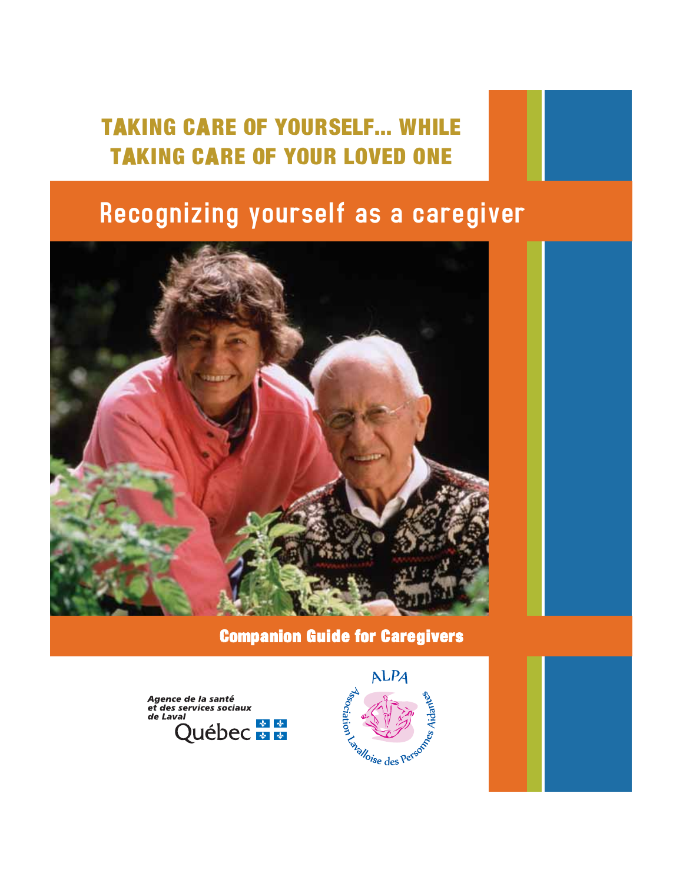# TAKING CARE OF YOURSELF... WHILE TAKING CARE OF YOUR LOVED ONE

## Recognizing yourself as a caregiver

**Companion Guide for Caregivers**

*Agence de la santé et des services sociaux de Laval*
Québec

ALPA
Association Lavalloise des Personnes Aidantes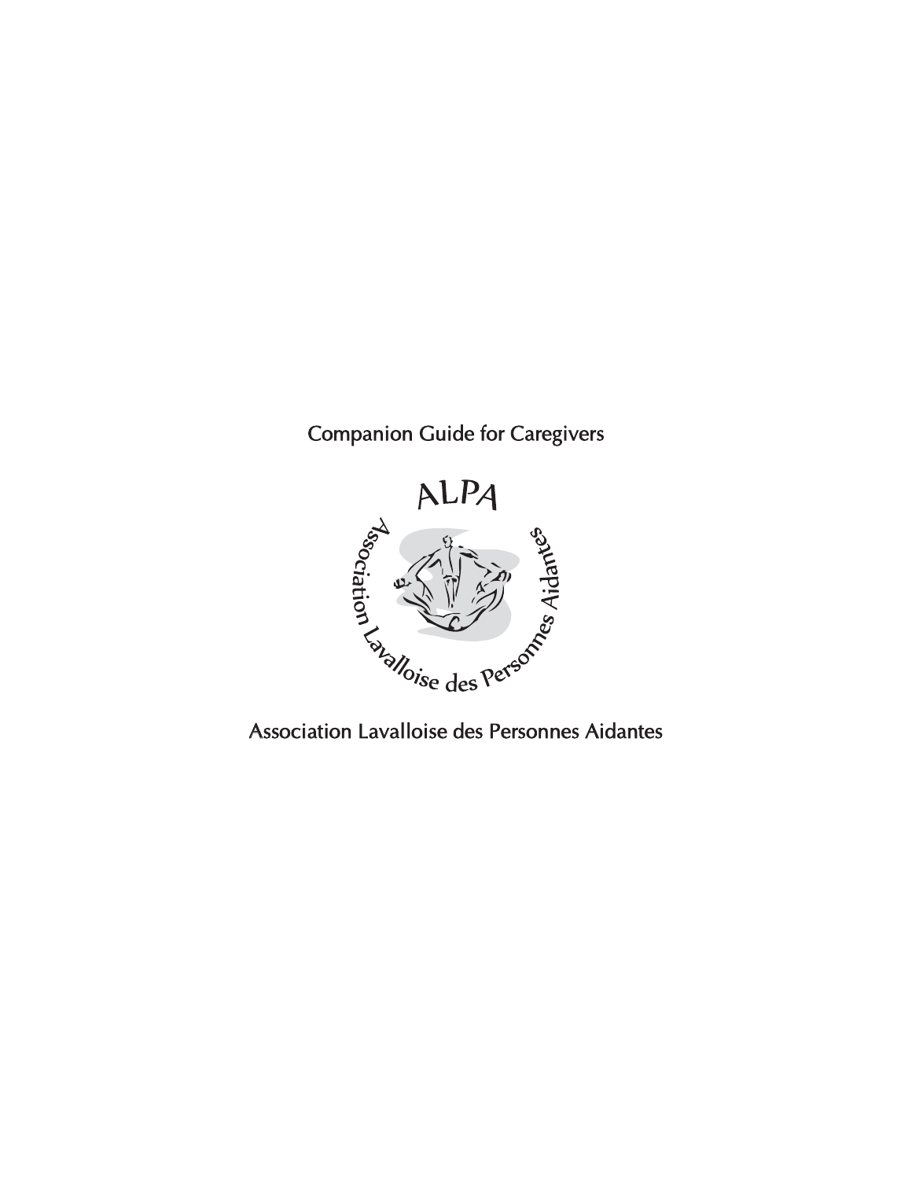Companion Guide for Caregivers

ALPA

Association Lavalloise des Personnes Aidantes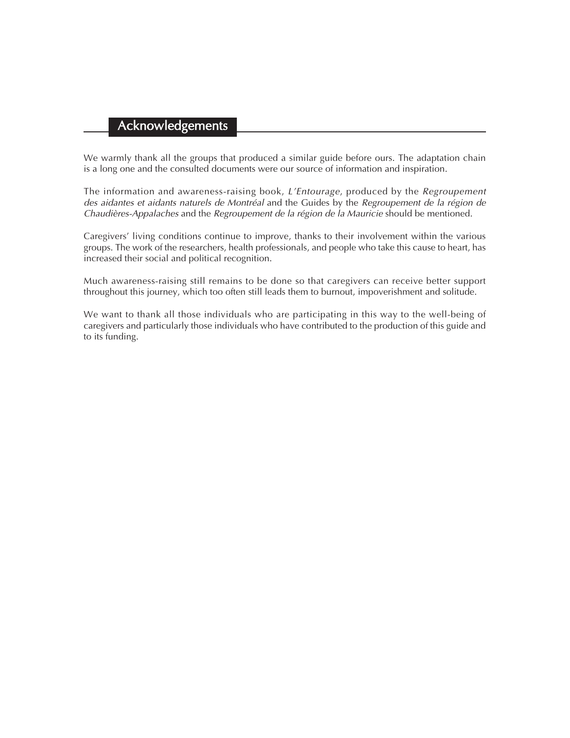## Acknowledgements

We warmly thank all the groups that produced a similar guide before ours. The adaptation chain is a long one and the consulted documents were our source of information and inspiration.

The information and awareness-raising book, *L'Entourage*, produced by the *Regroupement des aidantes et aidants naturels de Montréal* and the Guides by the *Regroupement de la région de Chaudières-Appalaches* and the *Regroupement de la région de la Mauricie* should be mentioned.

Caregivers' living conditions continue to improve, thanks to their involvement within the various groups. The work of the researchers, health professionals, and people who take this cause to heart, has increased their social and political recognition.

Much awareness-raising still remains to be done so that caregivers can receive better support throughout this journey, which too often still leads them to burnout, impoverishment and solitude.

We want to thank all those individuals who are participating in this way to the well-being of caregivers and particularly those individuals who have contributed to the production of this guide and to its funding.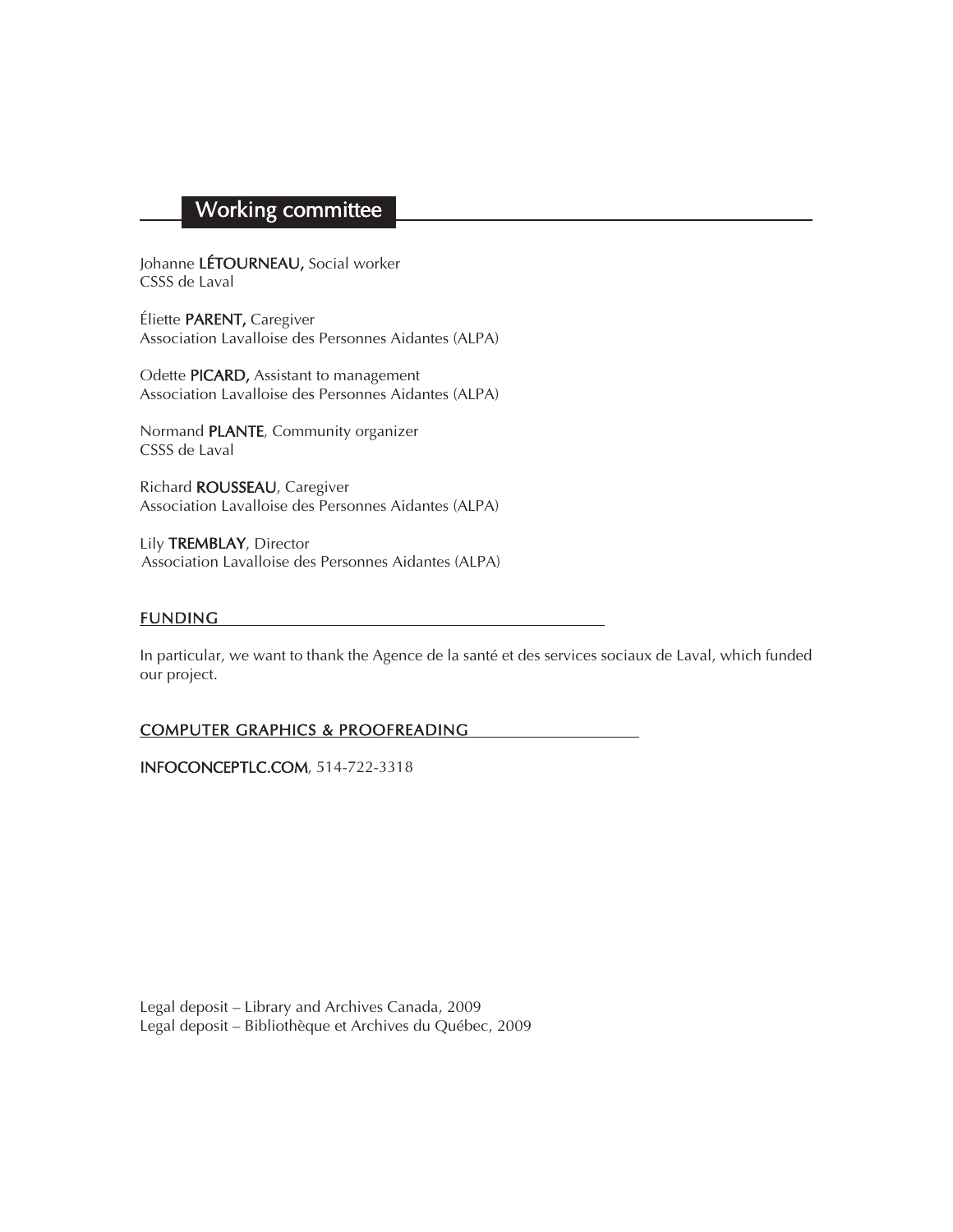## Working committee

Johanne **LÉTOURNEAU,** Social worker
CSSS de Laval

Éliette **PARENT,** Caregiver
Association Lavalloise des Personnes Aidantes (ALPA)

Odette **PICARD,** Assistant to management
Association Lavalloise des Personnes Aidantes (ALPA)

Normand **PLANTE**, Community organizer
CSSS de Laval

Richard **ROUSSEAU**, Caregiver
Association Lavalloise des Personnes Aidantes (ALPA)

Lily **TREMBLAY**, Director
Association Lavalloise des Personnes Aidantes (ALPA)

### FUNDING

In particular, we want to thank the Agence de la santé et des services sociaux de Laval, which funded our project.

### COMPUTER GRAPHICS & PROOFREADING

**INFOCONCEPTLC.COM**, 514-722-3318

Legal deposit – Library and Archives Canada, 2009
Legal deposit – Bibliothèque et Archives du Québec, 2009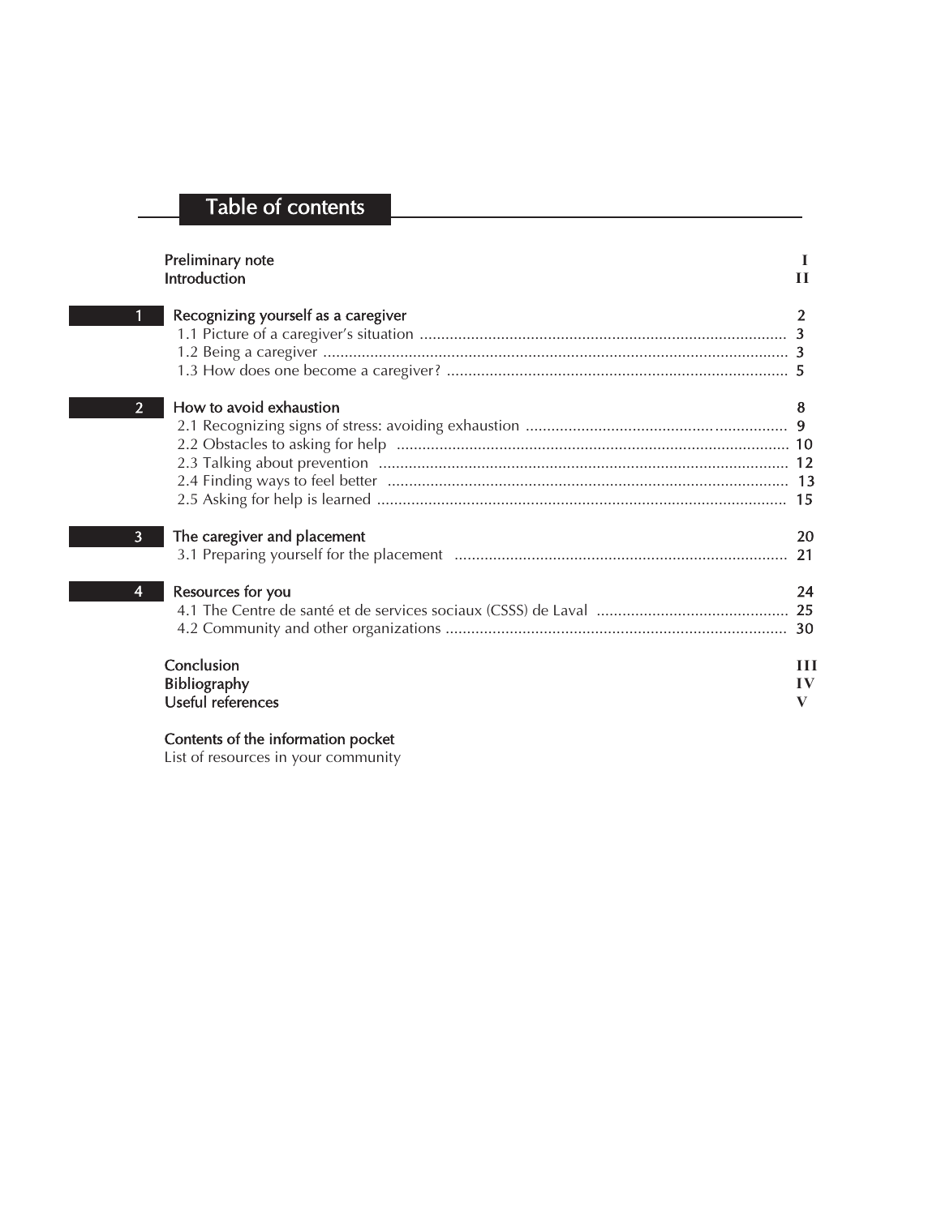# Table of contents

| | | |
|---|---|---|
| | Preliminary note | I |
| | Introduction | II |
| **1** | **Recognizing yourself as a caregiver** | **2** |
| | 1.1 Picture of a caregiver's situation | 3 |
| | 1.2 Being a caregiver | 3 |
| | 1.3 How does one become a caregiver? | 5 |
| **2** | **How to avoid exhaustion** | **8** |
| | 2.1 Recognizing signs of stress: avoiding exhaustion | 9 |
| | 2.2 Obstacles to asking for help | 10 |
| | 2.3 Talking about prevention | 12 |
| | 2.4 Finding ways to feel better | 13 |
| | 2.5 Asking for help is learned | 15 |
| **3** | **The caregiver and placement** | **20** |
| | 3.1 Preparing yourself for the placement | 21 |
| **4** | **Resources for you** | **24** |
| | 4.1 The Centre de santé et de services sociaux (CSSS) de Laval | 25 |
| | 4.2 Community and other organizations | 30 |
| | Conclusion | III |
| | Bibliography | IV |
| | Useful references | V |

Contents of the information pocket

List of resources in your community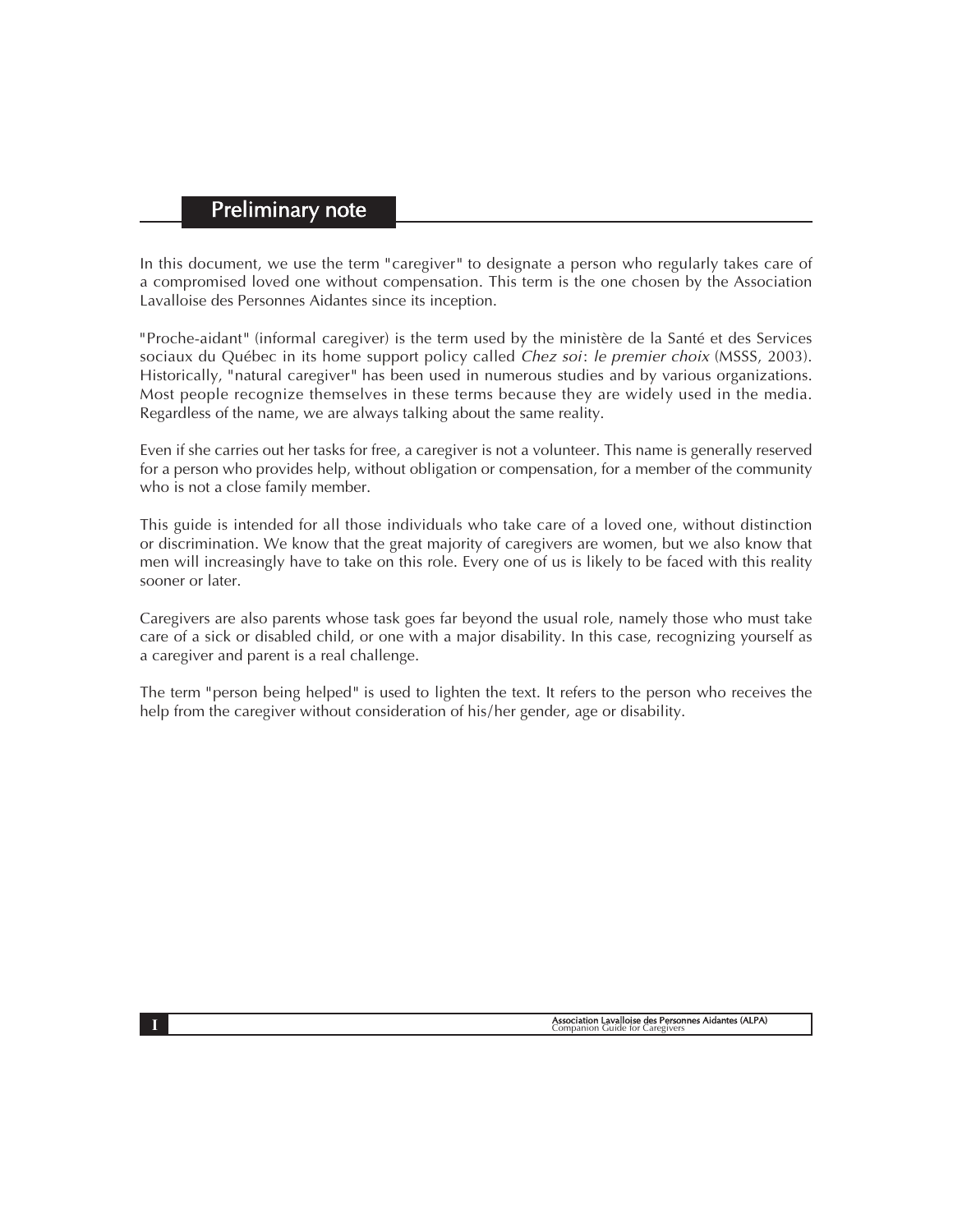## Preliminary note

In this document, we use the term "caregiver" to designate a person who regularly takes care of a compromised loved one without compensation. This term is the one chosen by the Association Lavalloise des Personnes Aidantes since its inception.

"Proche-aidant" (informal caregiver) is the term used by the ministère de la Santé et des Services sociaux du Québec in its home support policy called *Chez soi*: *le premier choix* (MSSS, 2003). Historically, "natural caregiver" has been used in numerous studies and by various organizations. Most people recognize themselves in these terms because they are widely used in the media. Regardless of the name, we are always talking about the same reality.

Even if she carries out her tasks for free, a caregiver is not a volunteer. This name is generally reserved for a person who provides help, without obligation or compensation, for a member of the community who is not a close family member.

This guide is intended for all those individuals who take care of a loved one, without distinction or discrimination. We know that the great majority of caregivers are women, but we also know that men will increasingly have to take on this role. Every one of us is likely to be faced with this reality sooner or later.

Caregivers are also parents whose task goes far beyond the usual role, namely those who must take care of a sick or disabled child, or one with a major disability. In this case, recognizing yourself as a caregiver and parent is a real challenge.

The term "person being helped" is used to lighten the text. It refers to the person who receives the help from the caregiver without consideration of his/her gender, age or disability.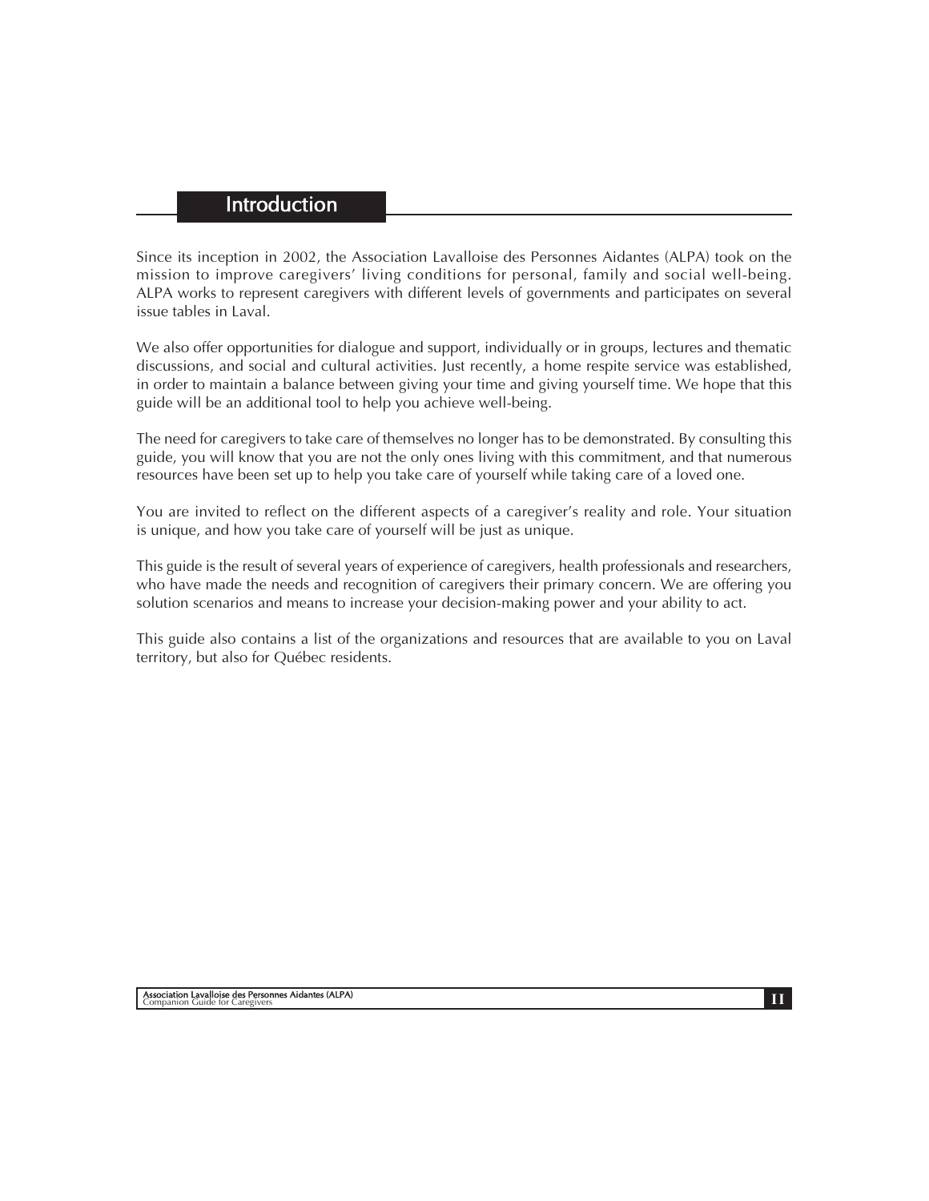## Introduction

Since its inception in 2002, the Association Lavalloise des Personnes Aidantes (ALPA) took on the mission to improve caregivers' living conditions for personal, family and social well-being. ALPA works to represent caregivers with different levels of governments and participates on several issue tables in Laval.

We also offer opportunities for dialogue and support, individually or in groups, lectures and thematic discussions, and social and cultural activities. Just recently, a home respite service was established, in order to maintain a balance between giving your time and giving yourself time. We hope that this guide will be an additional tool to help you achieve well-being.

The need for caregivers to take care of themselves no longer has to be demonstrated. By consulting this guide, you will know that you are not the only ones living with this commitment, and that numerous resources have been set up to help you take care of yourself while taking care of a loved one.

You are invited to reflect on the different aspects of a caregiver's reality and role. Your situation is unique, and how you take care of yourself will be just as unique.

This guide is the result of several years of experience of caregivers, health professionals and researchers, who have made the needs and recognition of caregivers their primary concern. We are offering you solution scenarios and means to increase your decision-making power and your ability to act.

This guide also contains a list of the organizations and resources that are available to you on Laval territory, but also for Québec residents.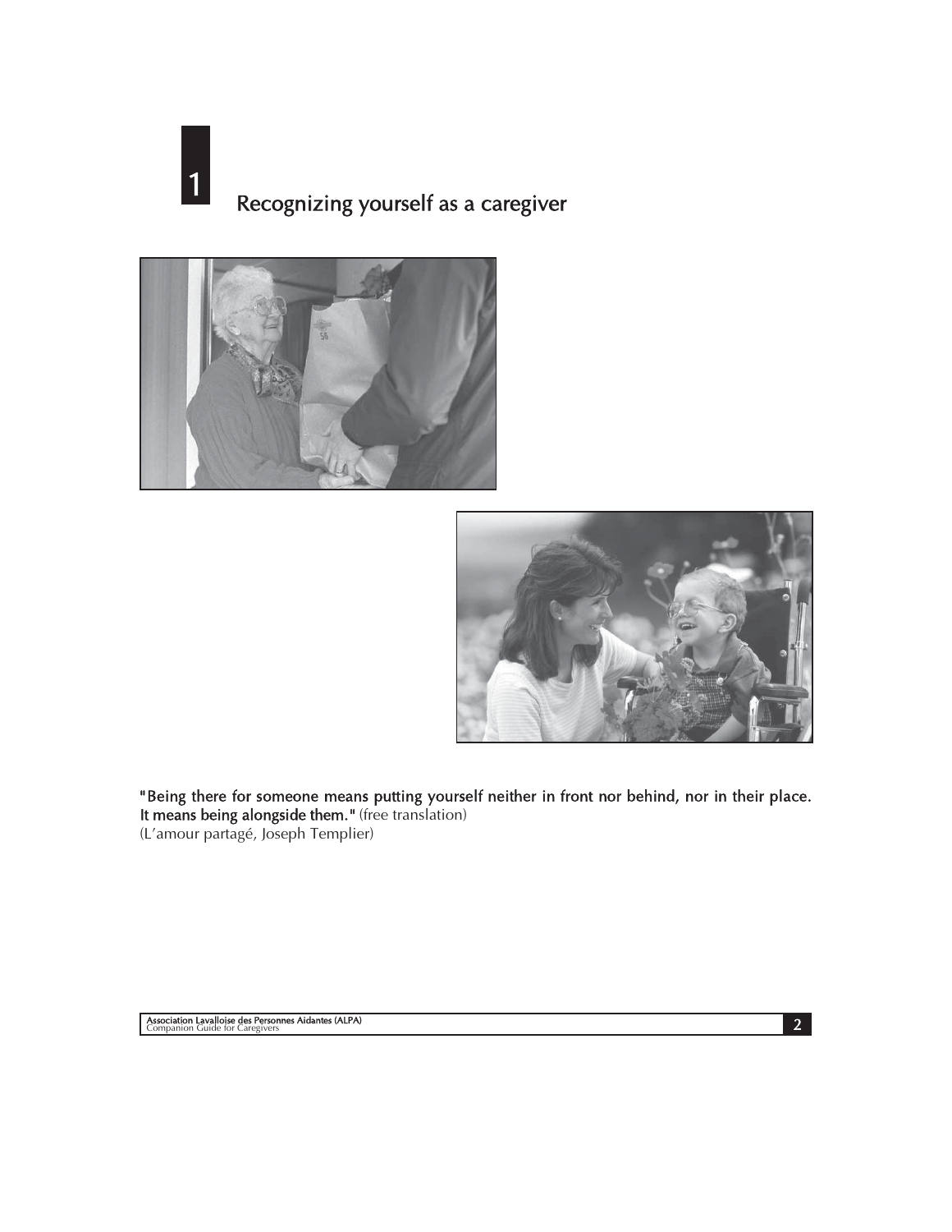# 1 Recognizing yourself as a caregiver

**"Being there for someone means putting yourself neither in front nor behind, nor in their place. It means being alongside them."** (free translation)
(L'amour partagé, Joseph Templier)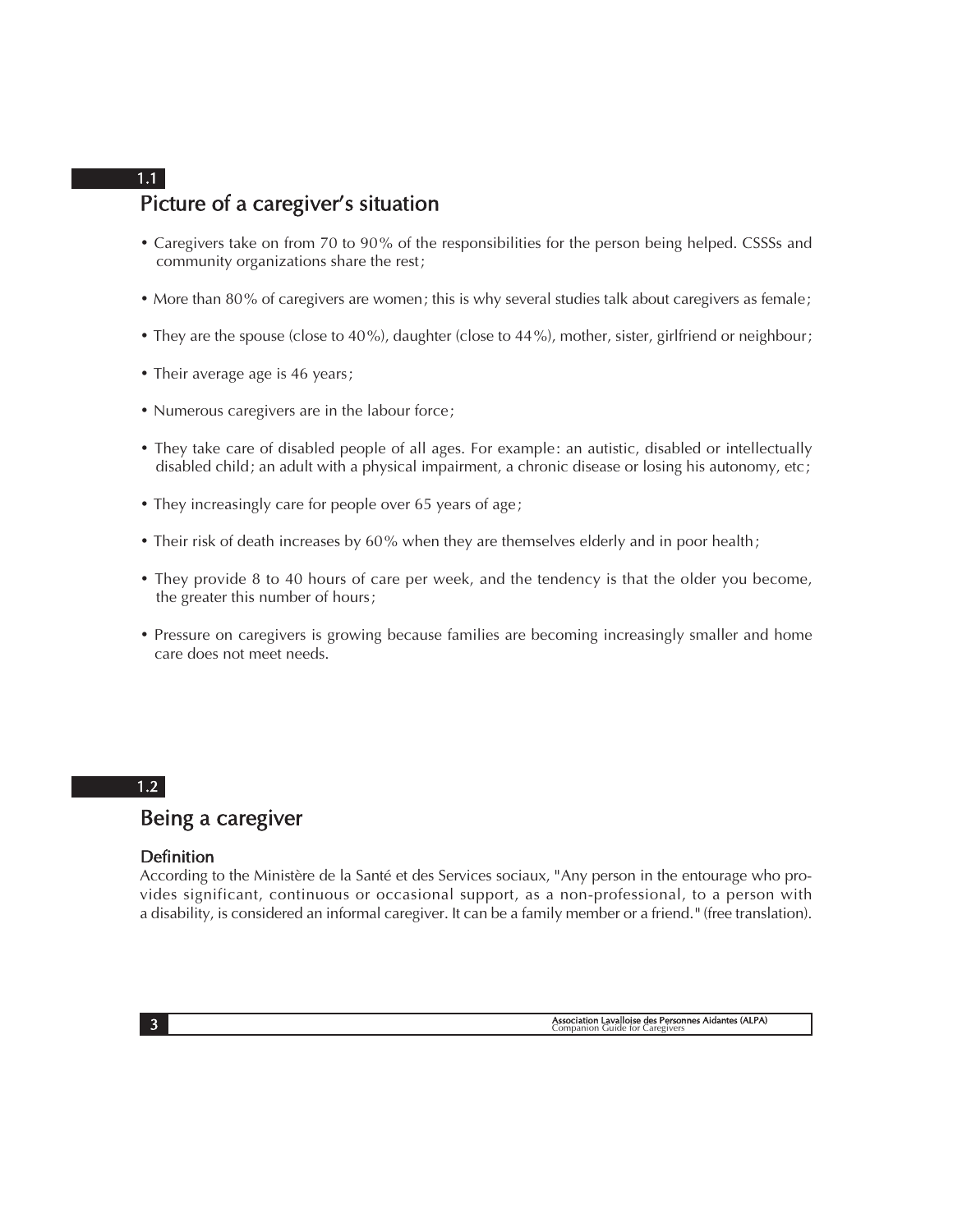## 1.1 Picture of a caregiver's situation

- Caregivers take on from 70 to 90% of the responsibilities for the person being helped. CSSSs and community organizations share the rest;
- More than 80% of caregivers are women; this is why several studies talk about caregivers as female;
- They are the spouse (close to 40%), daughter (close to 44%), mother, sister, girlfriend or neighbour;
- Their average age is 46 years;
- Numerous caregivers are in the labour force;
- They take care of disabled people of all ages. For example: an autistic, disabled or intellectually disabled child; an adult with a physical impairment, a chronic disease or losing his autonomy, etc;
- They increasingly care for people over 65 years of age;
- Their risk of death increases by 60% when they are themselves elderly and in poor health;
- They provide 8 to 40 hours of care per week, and the tendency is that the older you become, the greater this number of hours;
- Pressure on caregivers is growing because families are becoming increasingly smaller and home care does not meet needs.

## 1.2 Being a caregiver

### Definition

According to the Ministère de la Santé et des Services sociaux, "Any person in the entourage who provides significant, continuous or occasional support, as a non-professional, to a person with a disability, is considered an informal caregiver. It can be a family member or a friend." (free translation).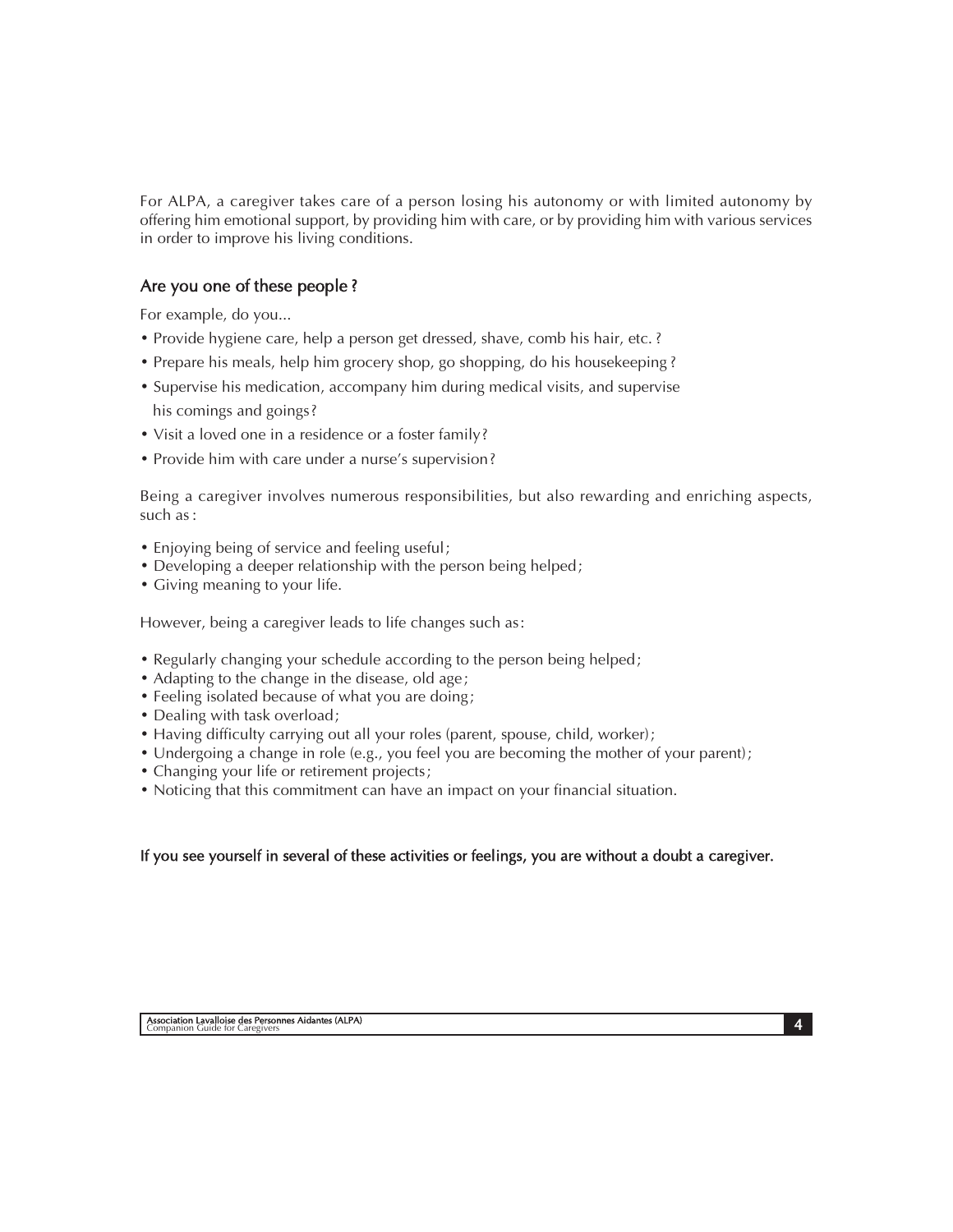For ALPA, a caregiver takes care of a person losing his autonomy or with limited autonomy by offering him emotional support, by providing him with care, or by providing him with various services in order to improve his living conditions.

## Are you one of these people ?

For example, do you...

- Provide hygiene care, help a person get dressed, shave, comb his hair, etc. ?
- Prepare his meals, help him grocery shop, go shopping, do his housekeeping ?
- Supervise his medication, accompany him during medical visits, and supervise his comings and goings?
- Visit a loved one in a residence or a foster family?
- Provide him with care under a nurse's supervision?

Being a caregiver involves numerous responsibilities, but also rewarding and enriching aspects, such as :

- Enjoying being of service and feeling useful;
- Developing a deeper relationship with the person being helped;
- Giving meaning to your life.

However, being a caregiver leads to life changes such as:

- Regularly changing your schedule according to the person being helped;
- Adapting to the change in the disease, old age;
- Feeling isolated because of what you are doing;
- Dealing with task overload;
- Having difficulty carrying out all your roles (parent, spouse, child, worker);
- Undergoing a change in role (e.g., you feel you are becoming the mother of your parent);
- Changing your life or retirement projects;
- Noticing that this commitment can have an impact on your financial situation.

**If you see yourself in several of these activities or feelings, you are without a doubt a caregiver.**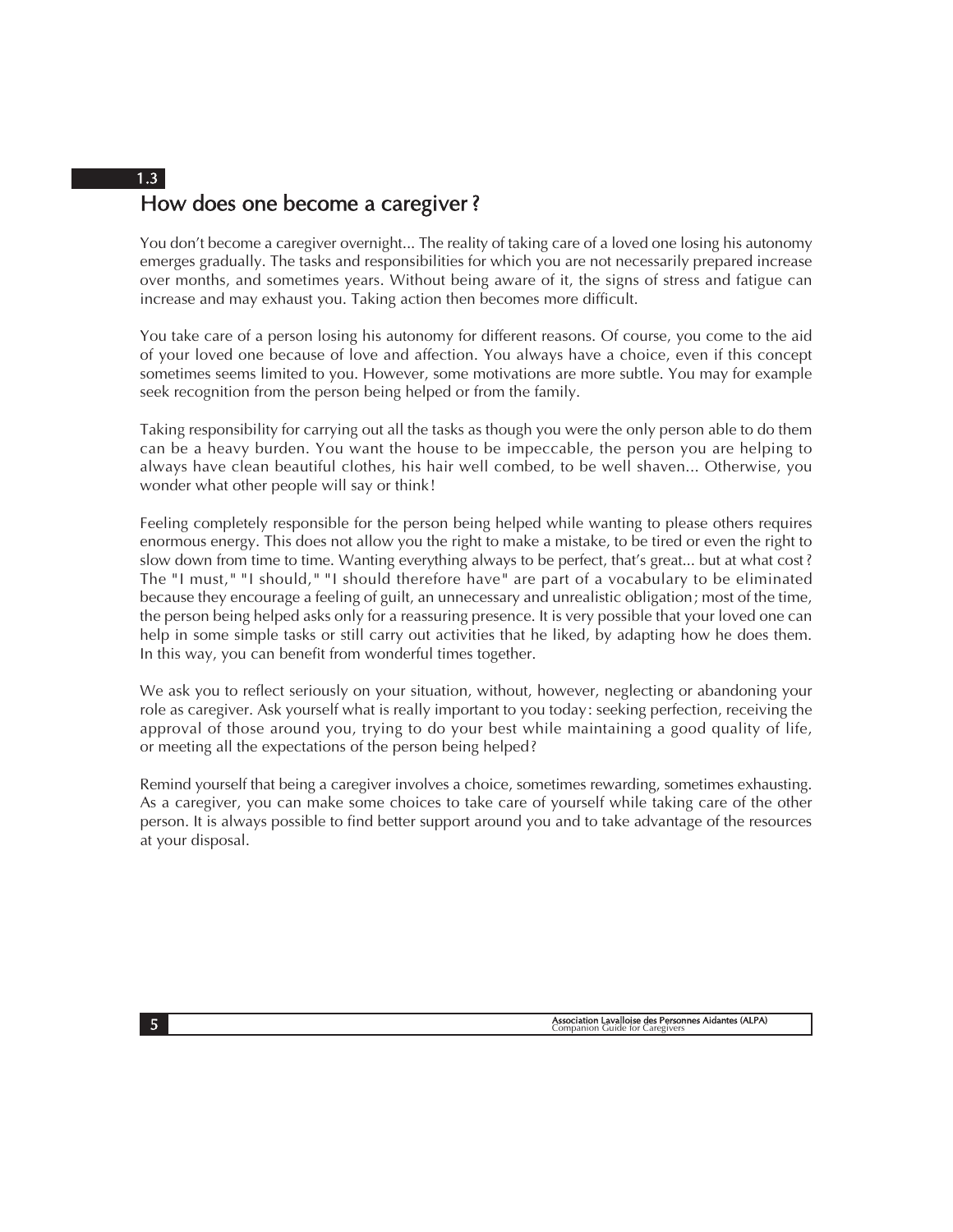## 1.3 How does one become a caregiver ?

You don't become a caregiver overnight... The reality of taking care of a loved one losing his autonomy emerges gradually. The tasks and responsibilities for which you are not necessarily prepared increase over months, and sometimes years. Without being aware of it, the signs of stress and fatigue can increase and may exhaust you. Taking action then becomes more difficult.

You take care of a person losing his autonomy for different reasons. Of course, you come to the aid of your loved one because of love and affection. You always have a choice, even if this concept sometimes seems limited to you. However, some motivations are more subtle. You may for example seek recognition from the person being helped or from the family.

Taking responsibility for carrying out all the tasks as though you were the only person able to do them can be a heavy burden. You want the house to be impeccable, the person you are helping to always have clean beautiful clothes, his hair well combed, to be well shaven... Otherwise, you wonder what other people will say or think!

Feeling completely responsible for the person being helped while wanting to please others requires enormous energy. This does not allow you the right to make a mistake, to be tired or even the right to slow down from time to time. Wanting everything always to be perfect, that's great... but at what cost? The "I must," "I should," "I should therefore have" are part of a vocabulary to be eliminated because they encourage a feeling of guilt, an unnecessary and unrealistic obligation; most of the time, the person being helped asks only for a reassuring presence. It is very possible that your loved one can help in some simple tasks or still carry out activities that he liked, by adapting how he does them. In this way, you can benefit from wonderful times together.

We ask you to reflect seriously on your situation, without, however, neglecting or abandoning your role as caregiver. Ask yourself what is really important to you today: seeking perfection, receiving the approval of those around you, trying to do your best while maintaining a good quality of life, or meeting all the expectations of the person being helped?

Remind yourself that being a caregiver involves a choice, sometimes rewarding, sometimes exhausting. As a caregiver, you can make some choices to take care of yourself while taking care of the other person. It is always possible to find better support around you and to take advantage of the resources at your disposal.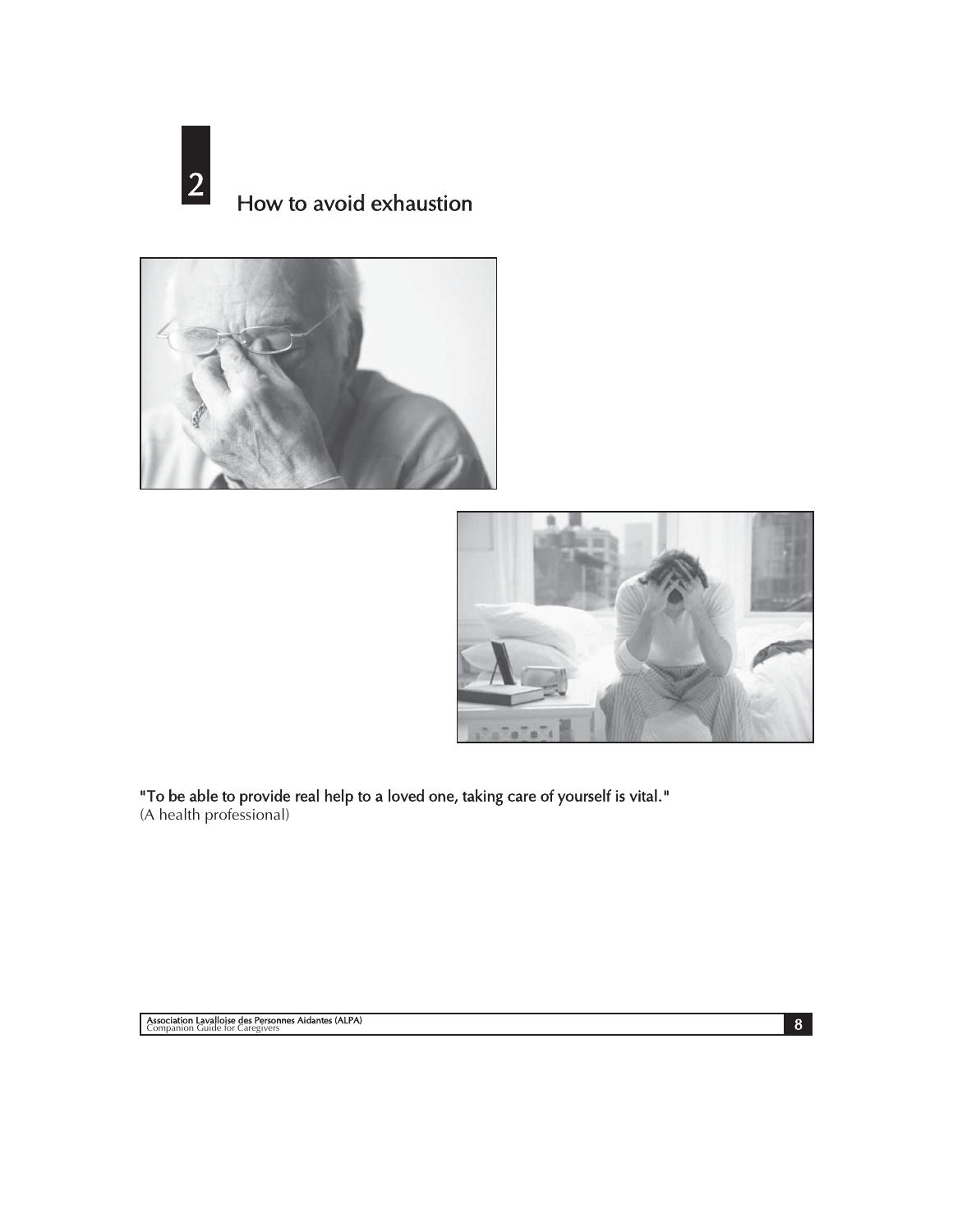# 2 How to avoid exhaustion

**"To be able to provide real help to a loved one, taking care of yourself is vital."**
(A health professional)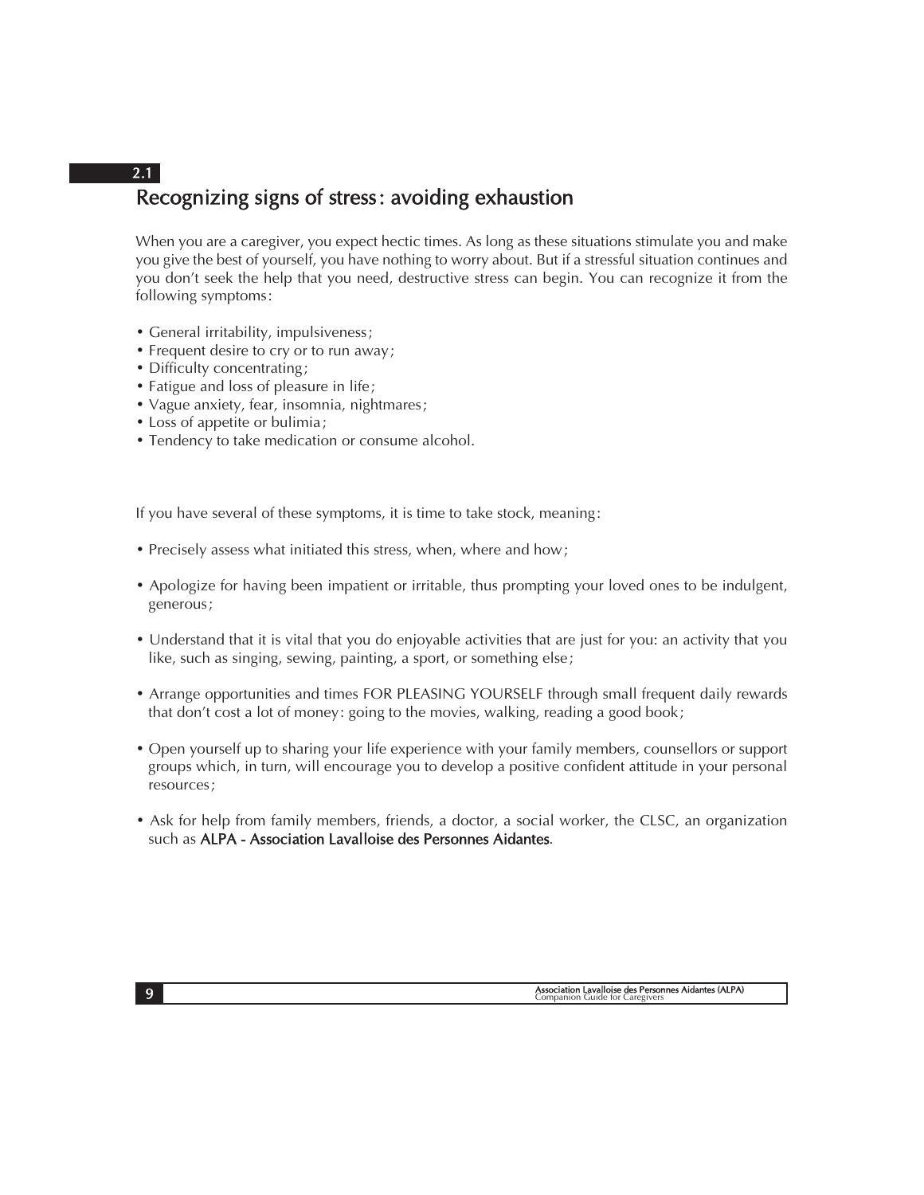## 2.1 Recognizing signs of stress : avoiding exhaustion

When you are a caregiver, you expect hectic times. As long as these situations stimulate you and make you give the best of yourself, you have nothing to worry about. But if a stressful situation continues and you don't seek the help that you need, destructive stress can begin. You can recognize it from the following symptoms :

- General irritability, impulsiveness ;
- Frequent desire to cry or to run away ;
- Difficulty concentrating ;
- Fatigue and loss of pleasure in life ;
- Vague anxiety, fear, insomnia, nightmares ;
- Loss of appetite or bulimia ;
- Tendency to take medication or consume alcohol.

If you have several of these symptoms, it is time to take stock, meaning :

- Precisely assess what initiated this stress, when, where and how ;
- Apologize for having been impatient or irritable, thus prompting your loved ones to be indulgent, generous ;
- Understand that it is vital that you do enjoyable activities that are just for you: an activity that you like, such as singing, sewing, painting, a sport, or something else ;
- Arrange opportunities and times FOR PLEASING YOURSELF through small frequent daily rewards that don't cost a lot of money : going to the movies, walking, reading a good book ;
- Open yourself up to sharing your life experience with your family members, counsellors or support groups which, in turn, will encourage you to develop a positive confident attitude in your personal resources ;
- Ask for help from family members, friends, a doctor, a social worker, the CLSC, an organization such as ALPA - Association Lavalloise des Personnes Aidantes.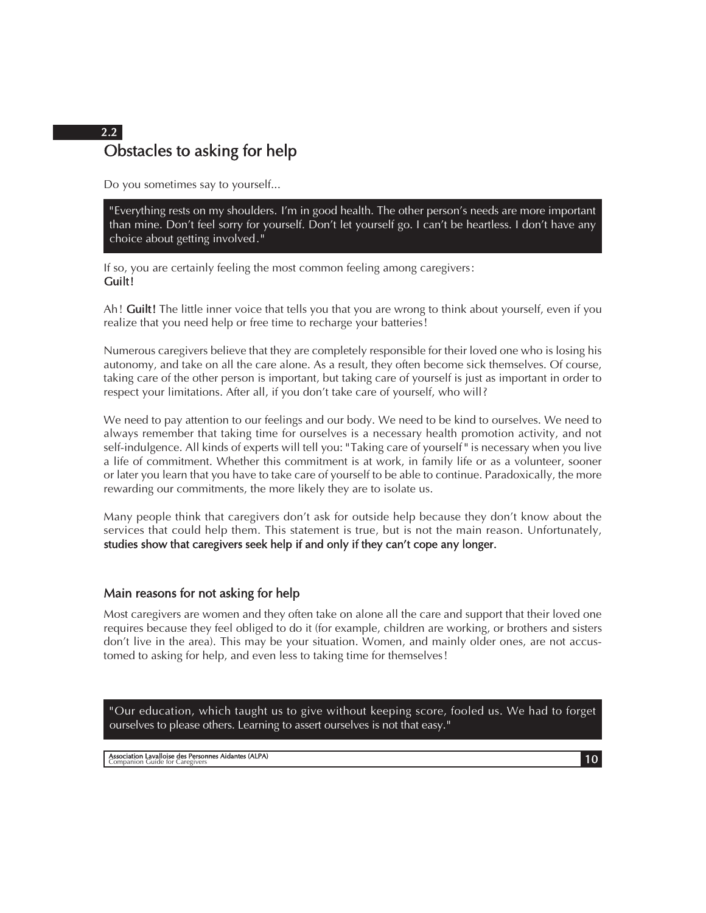## 2.2 Obstacles to asking for help

Do you sometimes say to yourself...

> "Everything rests on my shoulders. I'm in good health. The other person's needs are more important than mine. Don't feel sorry for yourself. Don't let yourself go. I can't be heartless. I don't have any choice about getting involved."

If so, you are certainly feeling the most common feeling among caregivers:
**Guilt!**

Ah! **Guilt!** The little inner voice that tells you that you are wrong to think about yourself, even if you realize that you need help or free time to recharge your batteries!

Numerous caregivers believe that they are completely responsible for their loved one who is losing his autonomy, and take on all the care alone. As a result, they often become sick themselves. Of course, taking care of the other person is important, but taking care of yourself is just as important in order to respect your limitations. After all, if you don't take care of yourself, who will?

We need to pay attention to our feelings and our body. We need to be kind to ourselves. We need to always remember that taking time for ourselves is a necessary health promotion activity, and not self-indulgence. All kinds of experts will tell you: "Taking care of yourself" is necessary when you live a life of commitment. Whether this commitment is at work, in family life or as a volunteer, sooner or later you learn that you have to take care of yourself to be able to continue. Paradoxically, the more rewarding our commitments, the more likely they are to isolate us.

Many people think that caregivers don't ask for outside help because they don't know about the services that could help them. This statement is true, but is not the main reason. Unfortunately, **studies show that caregivers seek help if and only if they can't cope any longer.**

### Main reasons for not asking for help

Most caregivers are women and they often take on alone all the care and support that their loved one requires because they feel obliged to do it (for example, children are working, or brothers and sisters don't live in the area). This may be your situation. Women, and mainly older ones, are not accustomed to asking for help, and even less to taking time for themselves!

> "Our education, which taught us to give without keeping score, fooled us. We had to forget ourselves to please others. Learning to assert ourselves is not that easy."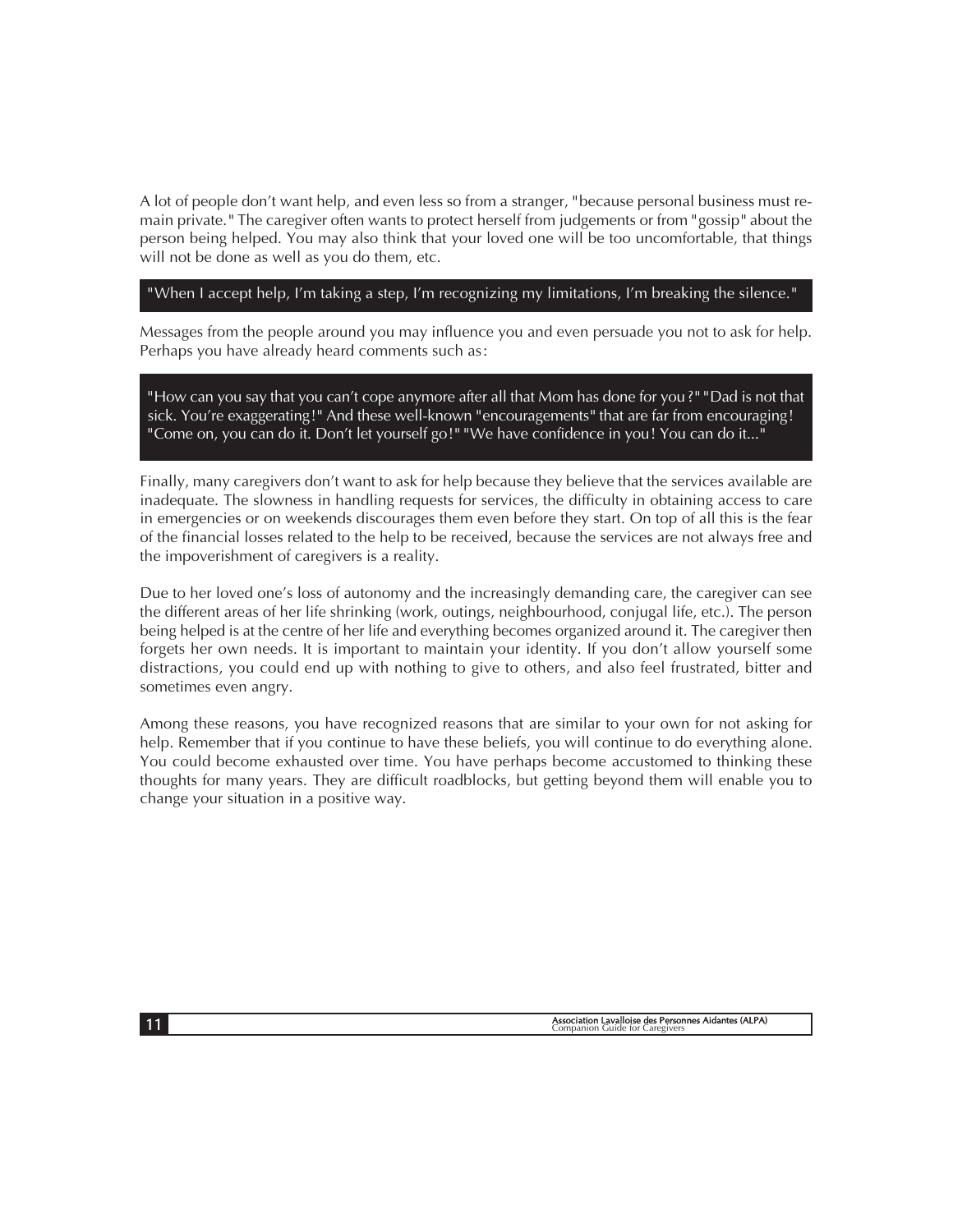A lot of people don't want help, and even less so from a stranger, "because personal business must remain private." The caregiver often wants to protect herself from judgements or from "gossip" about the person being helped. You may also think that your loved one will be too uncomfortable, that things will not be done as well as you do them, etc.

> "When I accept help, I'm taking a step, I'm recognizing my limitations, I'm breaking the silence."

Messages from the people around you may influence you and even persuade you not to ask for help. Perhaps you have already heard comments such as:

> "How can you say that you can't cope anymore after all that Mom has done for you?" "Dad is not that sick. You're exaggerating!" And these well-known "encouragements" that are far from encouraging! "Come on, you can do it. Don't let yourself go!" "We have confidence in you! You can do it..."

Finally, many caregivers don't want to ask for help because they believe that the services available are inadequate. The slowness in handling requests for services, the difficulty in obtaining access to care in emergencies or on weekends discourages them even before they start. On top of all this is the fear of the financial losses related to the help to be received, because the services are not always free and the impoverishment of caregivers is a reality.

Due to her loved one's loss of autonomy and the increasingly demanding care, the caregiver can see the different areas of her life shrinking (work, outings, neighbourhood, conjugal life, etc.). The person being helped is at the centre of her life and everything becomes organized around it. The caregiver then forgets her own needs. It is important to maintain your identity. If you don't allow yourself some distractions, you could end up with nothing to give to others, and also feel frustrated, bitter and sometimes even angry.

Among these reasons, you have recognized reasons that are similar to your own for not asking for help. Remember that if you continue to have these beliefs, you will continue to do everything alone. You could become exhausted over time. You have perhaps become accustomed to thinking these thoughts for many years. They are difficult roadblocks, but getting beyond them will enable you to change your situation in a positive way.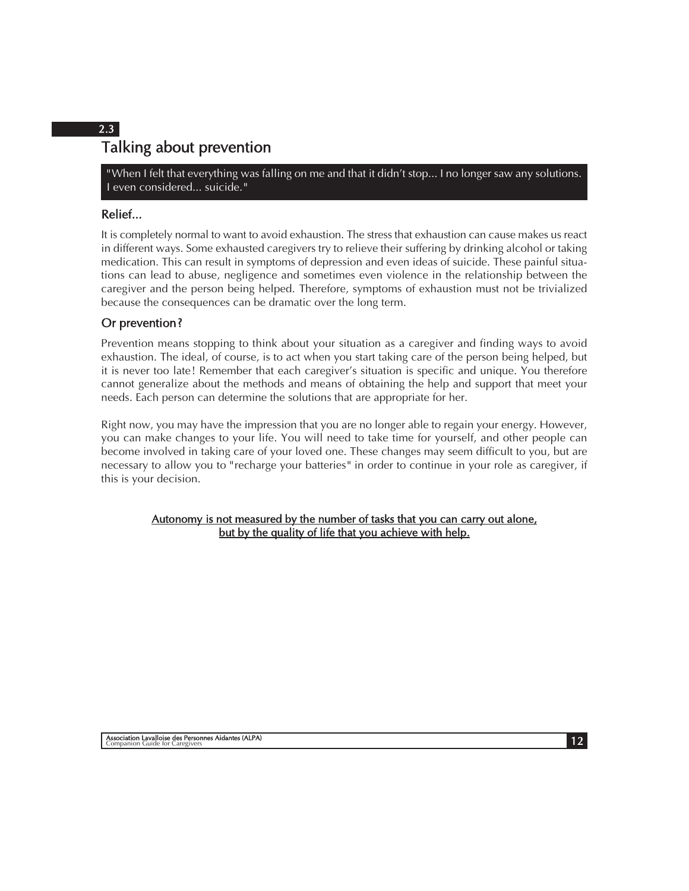## 2.3 Talking about prevention

> "When I felt that everything was falling on me and that it didn't stop... I no longer saw any solutions. I even considered... suicide."

### Relief...

It is completely normal to want to avoid exhaustion. The stress that exhaustion can cause makes us react in different ways. Some exhausted caregivers try to relieve their suffering by drinking alcohol or taking medication. This can result in symptoms of depression and even ideas of suicide. These painful situations can lead to abuse, negligence and sometimes even violence in the relationship between the caregiver and the person being helped. Therefore, symptoms of exhaustion must not be trivialized because the consequences can be dramatic over the long term.

### Or prevention?

Prevention means stopping to think about your situation as a caregiver and finding ways to avoid exhaustion. The ideal, of course, is to act when you start taking care of the person being helped, but it is never too late! Remember that each caregiver's situation is specific and unique. You therefore cannot generalize about the methods and means of obtaining the help and support that meet your needs. Each person can determine the solutions that are appropriate for her.

Right now, you may have the impression that you are no longer able to regain your energy. However, you can make changes to your life. You will need to take time for yourself, and other people can become involved in taking care of your loved one. These changes may seem difficult to you, but are necessary to allow you to "recharge your batteries" in order to continue in your role as caregiver, if this is your decision.

<u>Autonomy is not measured by the number of tasks that you can carry out alone, but by the quality of life that you achieve with help.</u>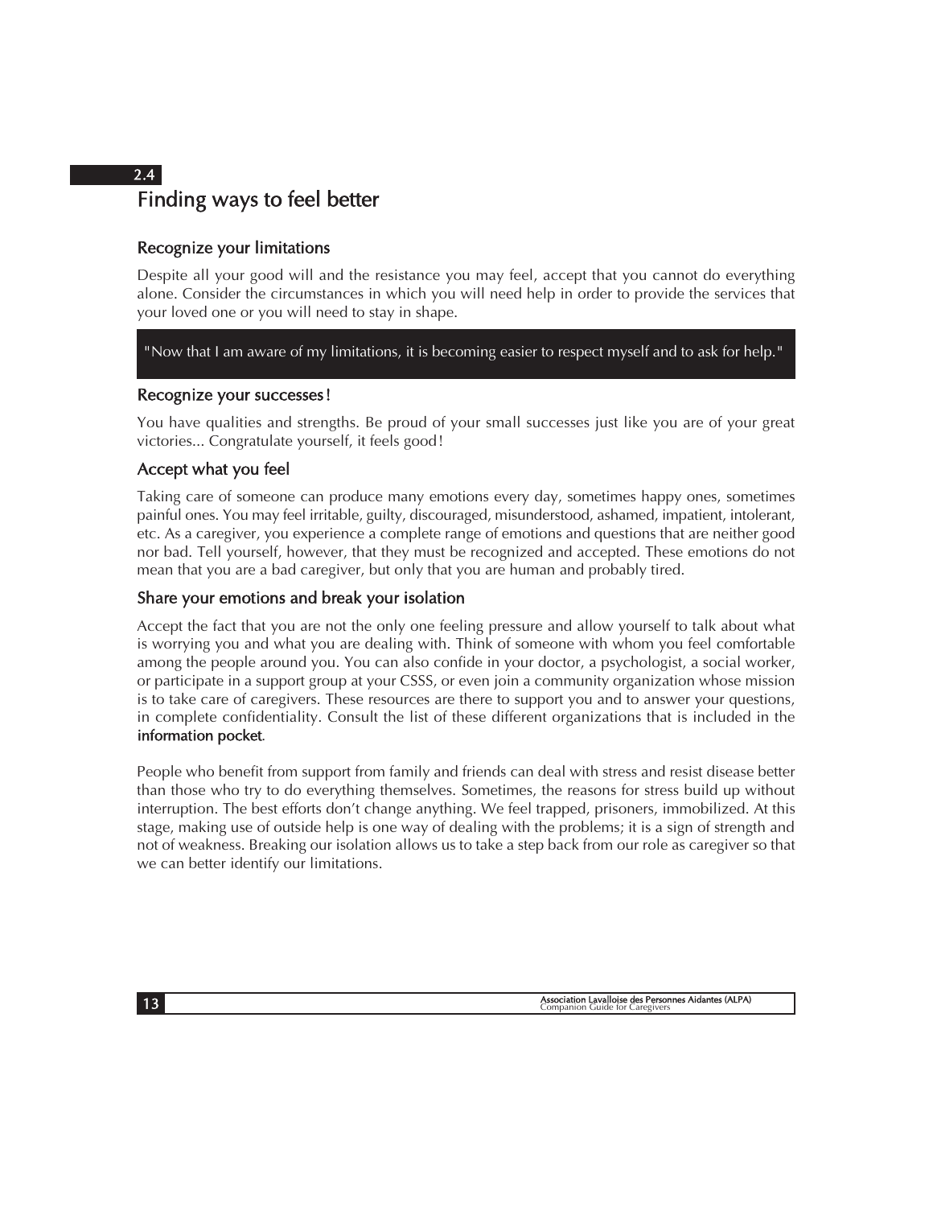## 2.4 Finding ways to feel better

### Recognize your limitations

Despite all your good will and the resistance you may feel, accept that you cannot do everything alone. Consider the circumstances in which you will need help in order to provide the services that your loved one or you will need to stay in shape.

> "Now that I am aware of my limitations, it is becoming easier to respect myself and to ask for help."

### Recognize your successes!

You have qualities and strengths. Be proud of your small successes just like you are of your great victories... Congratulate yourself, it feels good!

### Accept what you feel

Taking care of someone can produce many emotions every day, sometimes happy ones, sometimes painful ones. You may feel irritable, guilty, discouraged, misunderstood, ashamed, impatient, intolerant, etc. As a caregiver, you experience a complete range of emotions and questions that are neither good nor bad. Tell yourself, however, that they must be recognized and accepted. These emotions do not mean that you are a bad caregiver, but only that you are human and probably tired.

### Share your emotions and break your isolation

Accept the fact that you are not the only one feeling pressure and allow yourself to talk about what is worrying you and what you are dealing with. Think of someone with whom you feel comfortable among the people around you. You can also confide in your doctor, a psychologist, a social worker, or participate in a support group at your CSSS, or even join a community organization whose mission is to take care of caregivers. These resources are there to support you and to answer your questions, in complete confidentiality. Consult the list of these different organizations that is included in the **information pocket**.

People who benefit from support from family and friends can deal with stress and resist disease better than those who try to do everything themselves. Sometimes, the reasons for stress build up without interruption. The best efforts don't change anything. We feel trapped, prisoners, immobilized. At this stage, making use of outside help is one way of dealing with the problems; it is a sign of strength and not of weakness. Breaking our isolation allows us to take a step back from our role as caregiver so that we can better identify our limitations.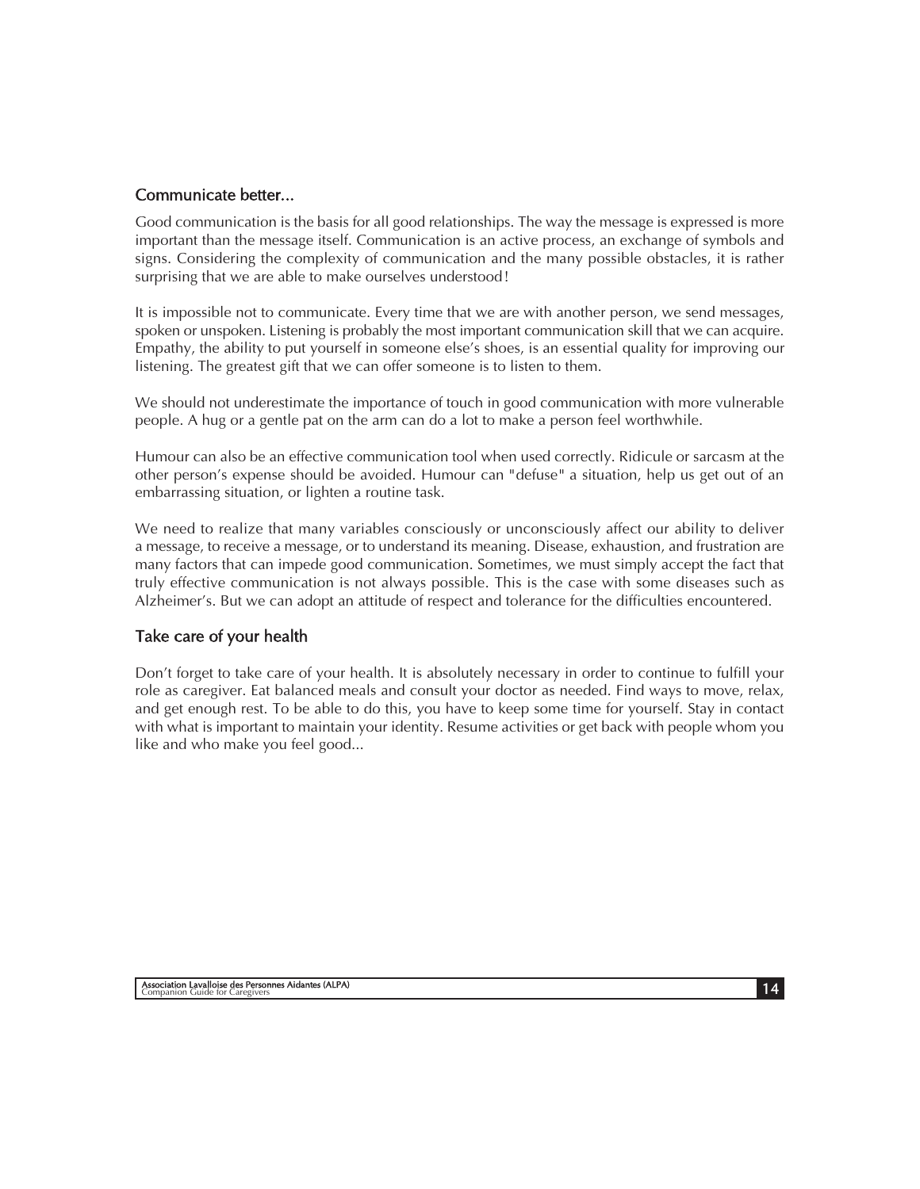## Communicate better...

Good communication is the basis for all good relationships. The way the message is expressed is more important than the message itself. Communication is an active process, an exchange of symbols and signs. Considering the complexity of communication and the many possible obstacles, it is rather surprising that we are able to make ourselves understood!

It is impossible not to communicate. Every time that we are with another person, we send messages, spoken or unspoken. Listening is probably the most important communication skill that we can acquire. Empathy, the ability to put yourself in someone else's shoes, is an essential quality for improving our listening. The greatest gift that we can offer someone is to listen to them.

We should not underestimate the importance of touch in good communication with more vulnerable people. A hug or a gentle pat on the arm can do a lot to make a person feel worthwhile.

Humour can also be an effective communication tool when used correctly. Ridicule or sarcasm at the other person's expense should be avoided. Humour can "defuse" a situation, help us get out of an embarrassing situation, or lighten a routine task.

We need to realize that many variables consciously or unconsciously affect our ability to deliver a message, to receive a message, or to understand its meaning. Disease, exhaustion, and frustration are many factors that can impede good communication. Sometimes, we must simply accept the fact that truly effective communication is not always possible. This is the case with some diseases such as Alzheimer's. But we can adopt an attitude of respect and tolerance for the difficulties encountered.

## Take care of your health

Don't forget to take care of your health. It is absolutely necessary in order to continue to fulfill your role as caregiver. Eat balanced meals and consult your doctor as needed. Find ways to move, relax, and get enough rest. To be able to do this, you have to keep some time for yourself. Stay in contact with what is important to maintain your identity. Resume activities or get back with people whom you like and who make you feel good...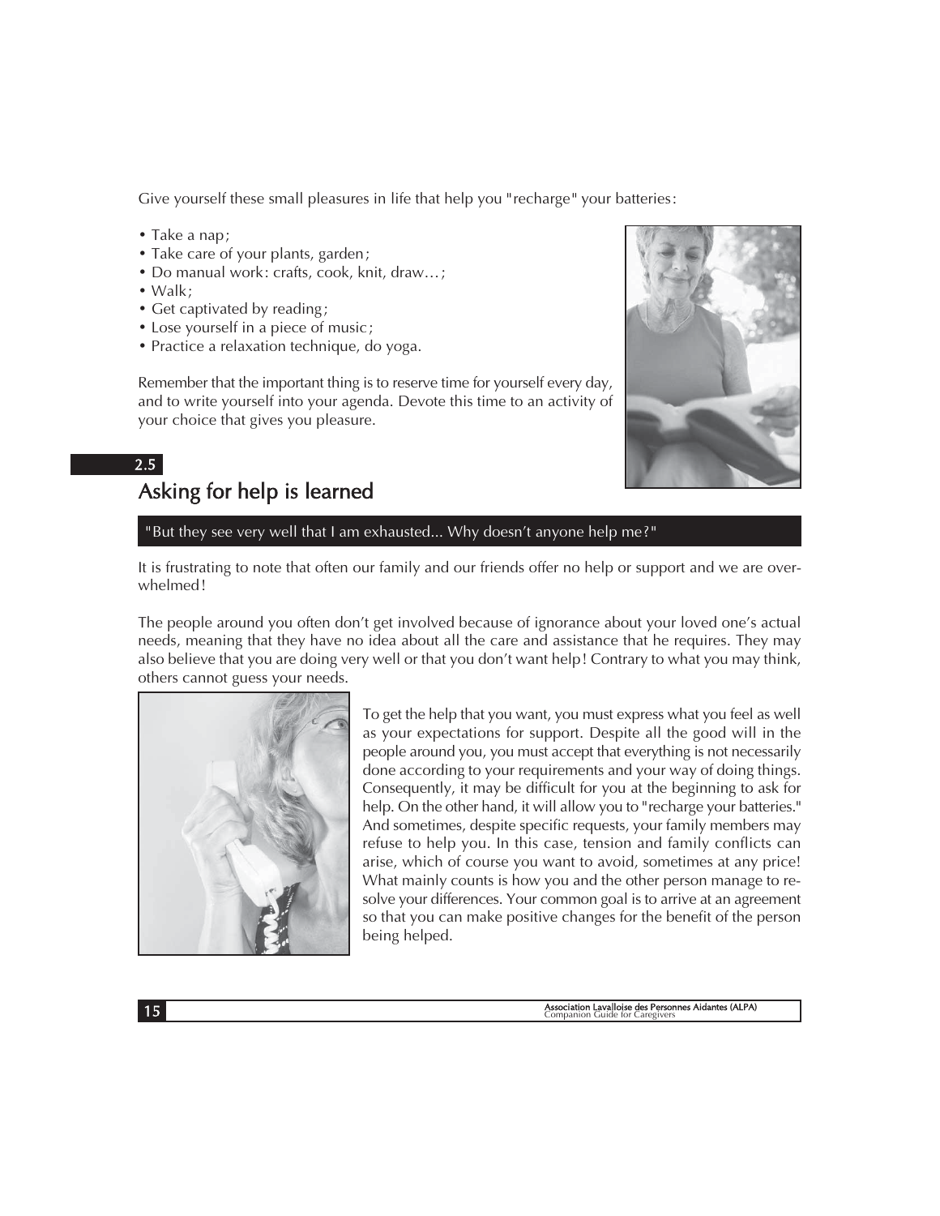Give yourself these small pleasures in life that help you "recharge" your batteries:

- Take a nap;
- Take care of your plants, garden;
- Do manual work: crafts, cook, knit, draw…;
- Walk;
- Get captivated by reading;
- Lose yourself in a piece of music;
- Practice a relaxation technique, do yoga.

Remember that the important thing is to reserve time for yourself every day, and to write yourself into your agenda. Devote this time to an activity of your choice that gives you pleasure.

## 2.5 Asking for help is learned

"But they see very well that I am exhausted... Why doesn't anyone help me?"

It is frustrating to note that often our family and our friends offer no help or support and we are overwhelmed!

The people around you often don't get involved because of ignorance about your loved one's actual needs, meaning that they have no idea about all the care and assistance that he requires. They may also believe that you are doing very well or that you don't want help! Contrary to what you may think, others cannot guess your needs.

To get the help that you want, you must express what you feel as well as your expectations for support. Despite all the good will in the people around you, you must accept that everything is not necessarily done according to your requirements and your way of doing things. Consequently, it may be difficult for you at the beginning to ask for help. On the other hand, it will allow you to "recharge your batteries." And sometimes, despite specific requests, your family members may refuse to help you. In this case, tension and family conflicts can arise, which of course you want to avoid, sometimes at any price! What mainly counts is how you and the other person manage to resolve your differences. Your common goal is to arrive at an agreement so that you can make positive changes for the benefit of the person being helped.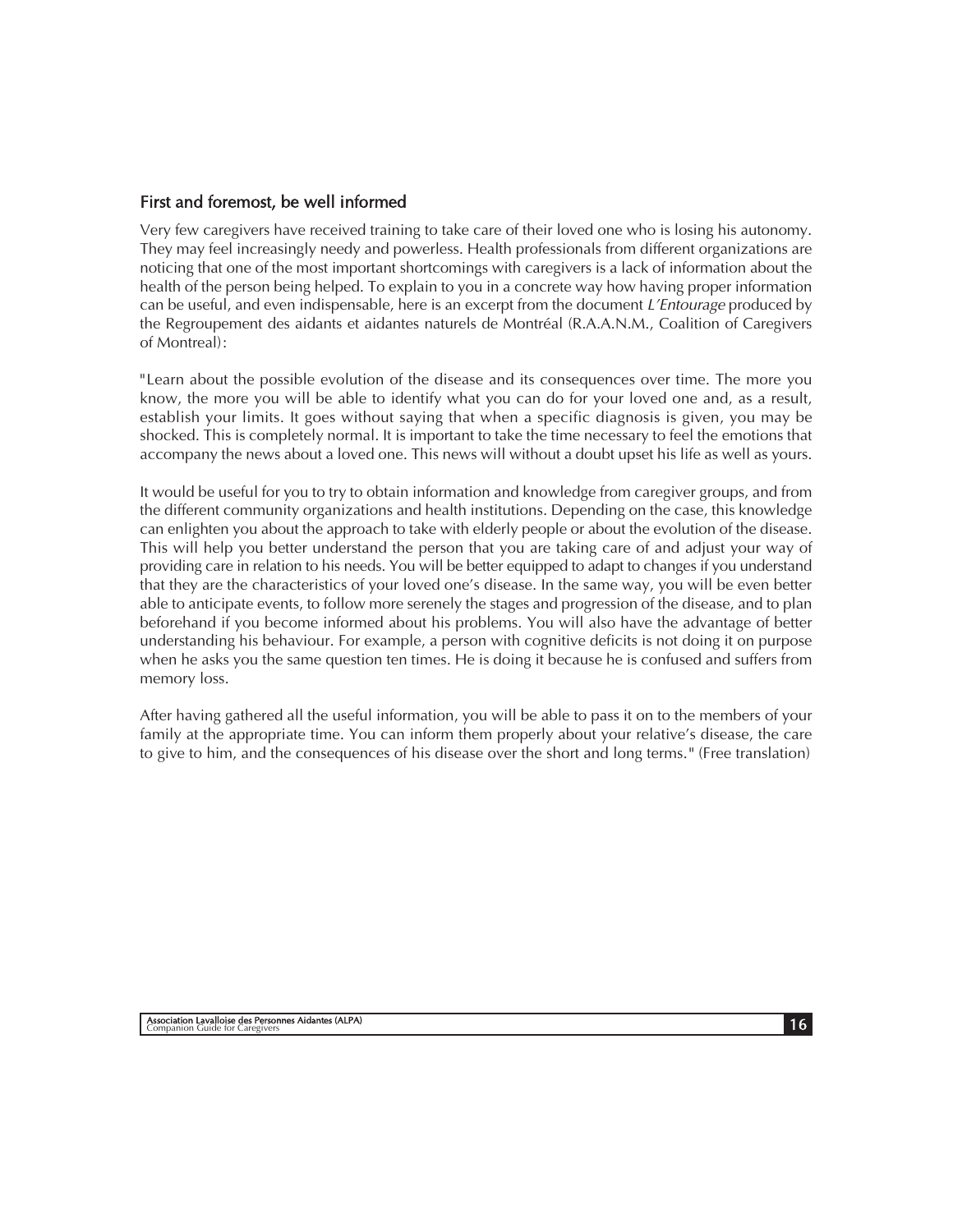## First and foremost, be well informed

Very few caregivers have received training to take care of their loved one who is losing his autonomy. They may feel increasingly needy and powerless. Health professionals from different organizations are noticing that one of the most important shortcomings with caregivers is a lack of information about the health of the person being helped. To explain to you in a concrete way how having proper information can be useful, and even indispensable, here is an excerpt from the document *L'Entourage* produced by the Regroupement des aidants et aidantes naturels de Montréal (R.A.A.N.M., Coalition of Caregivers of Montreal):

"Learn about the possible evolution of the disease and its consequences over time. The more you know, the more you will be able to identify what you can do for your loved one and, as a result, establish your limits. It goes without saying that when a specific diagnosis is given, you may be shocked. This is completely normal. It is important to take the time necessary to feel the emotions that accompany the news about a loved one. This news will without a doubt upset his life as well as yours.

It would be useful for you to try to obtain information and knowledge from caregiver groups, and from the different community organizations and health institutions. Depending on the case, this knowledge can enlighten you about the approach to take with elderly people or about the evolution of the disease. This will help you better understand the person that you are taking care of and adjust your way of providing care in relation to his needs. You will be better equipped to adapt to changes if you understand that they are the characteristics of your loved one's disease. In the same way, you will be even better able to anticipate events, to follow more serenely the stages and progression of the disease, and to plan beforehand if you become informed about his problems. You will also have the advantage of better understanding his behaviour. For example, a person with cognitive deficits is not doing it on purpose when he asks you the same question ten times. He is doing it because he is confused and suffers from memory loss.

After having gathered all the useful information, you will be able to pass it on to the members of your family at the appropriate time. You can inform them properly about your relative's disease, the care to give to him, and the consequences of his disease over the short and long terms." (Free translation)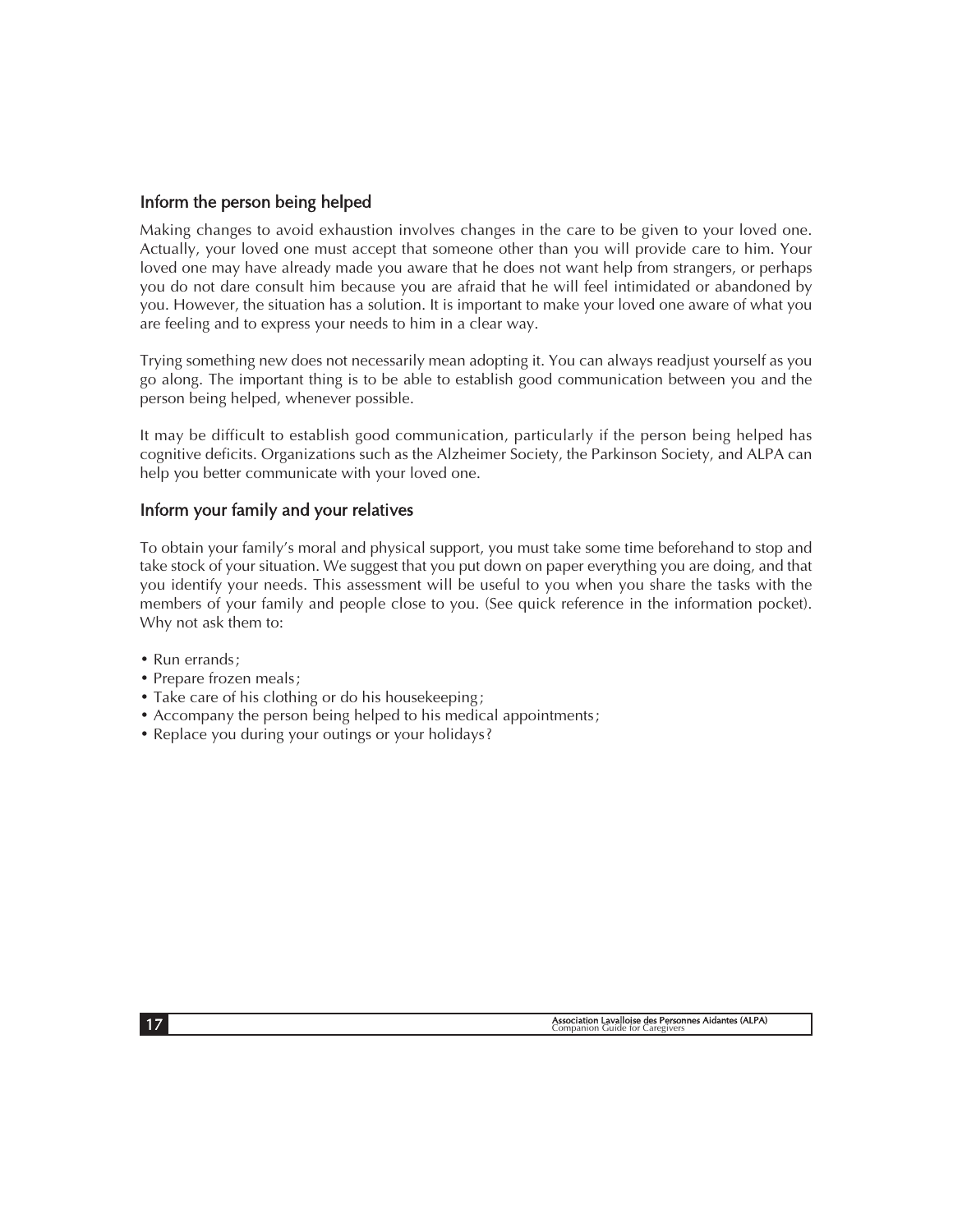## Inform the person being helped

Making changes to avoid exhaustion involves changes in the care to be given to your loved one. Actually, your loved one must accept that someone other than you will provide care to him. Your loved one may have already made you aware that he does not want help from strangers, or perhaps you do not dare consult him because you are afraid that he will feel intimidated or abandoned by you. However, the situation has a solution. It is important to make your loved one aware of what you are feeling and to express your needs to him in a clear way.

Trying something new does not necessarily mean adopting it. You can always readjust yourself as you go along. The important thing is to be able to establish good communication between you and the person being helped, whenever possible.

It may be difficult to establish good communication, particularly if the person being helped has cognitive deficits. Organizations such as the Alzheimer Society, the Parkinson Society, and ALPA can help you better communicate with your loved one.

## Inform your family and your relatives

To obtain your family's moral and physical support, you must take some time beforehand to stop and take stock of your situation. We suggest that you put down on paper everything you are doing, and that you identify your needs. This assessment will be useful to you when you share the tasks with the members of your family and people close to you. (See quick reference in the information pocket). Why not ask them to:

- Run errands;
- Prepare frozen meals;
- Take care of his clothing or do his housekeeping;
- Accompany the person being helped to his medical appointments;
- Replace you during your outings or your holidays?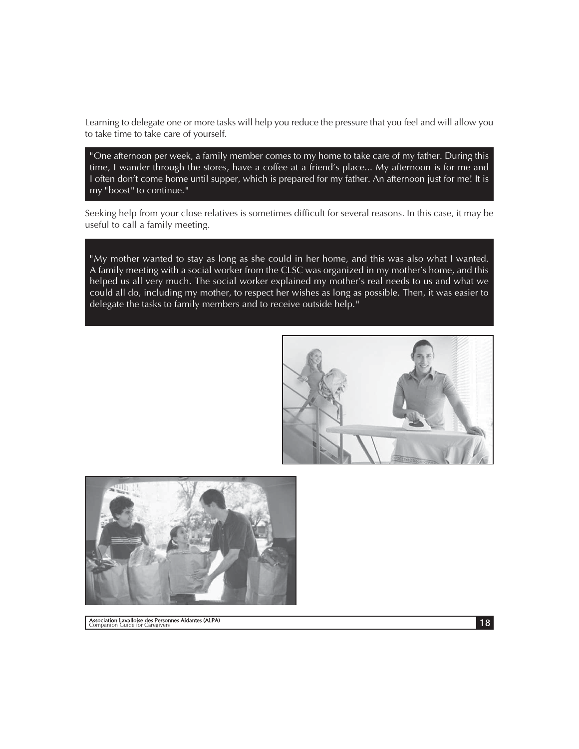Learning to delegate one or more tasks will help you reduce the pressure that you feel and will allow you to take time to take care of yourself.

> "One afternoon per week, a family member comes to my home to take care of my father. During this time, I wander through the stores, have a coffee at a friend's place... My afternoon is for me and I often don't come home until supper, which is prepared for my father. An afternoon just for me! It is my "boost" to continue."

Seeking help from your close relatives is sometimes difficult for several reasons. In this case, it may be useful to call a family meeting.

> "My mother wanted to stay as long as she could in her home, and this was also what I wanted. A family meeting with a social worker from the CLSC was organized in my mother's home, and this helped us all very much. The social worker explained my mother's real needs to us and what we could all do, including my mother, to respect her wishes as long as possible. Then, it was easier to delegate the tasks to family members and to receive outside help."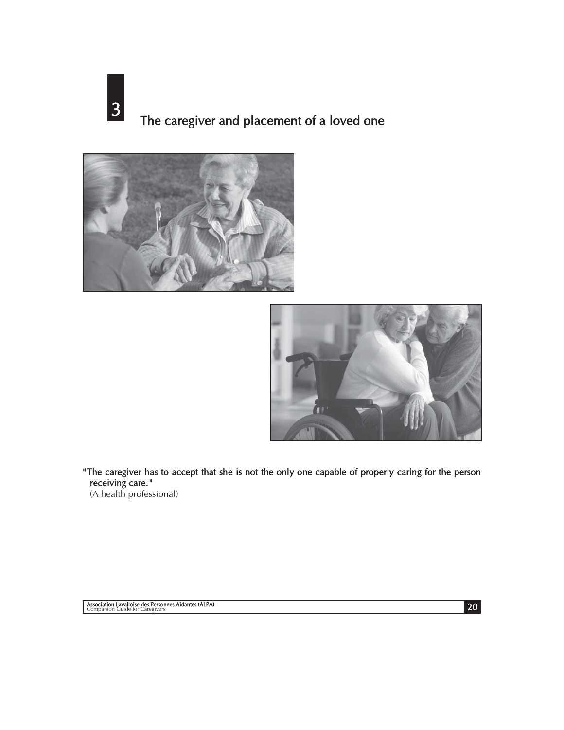# 3 The caregiver and placement of a loved one

"The caregiver has to accept that she is not the only one capable of properly caring for the person receiving care."
(A health professional)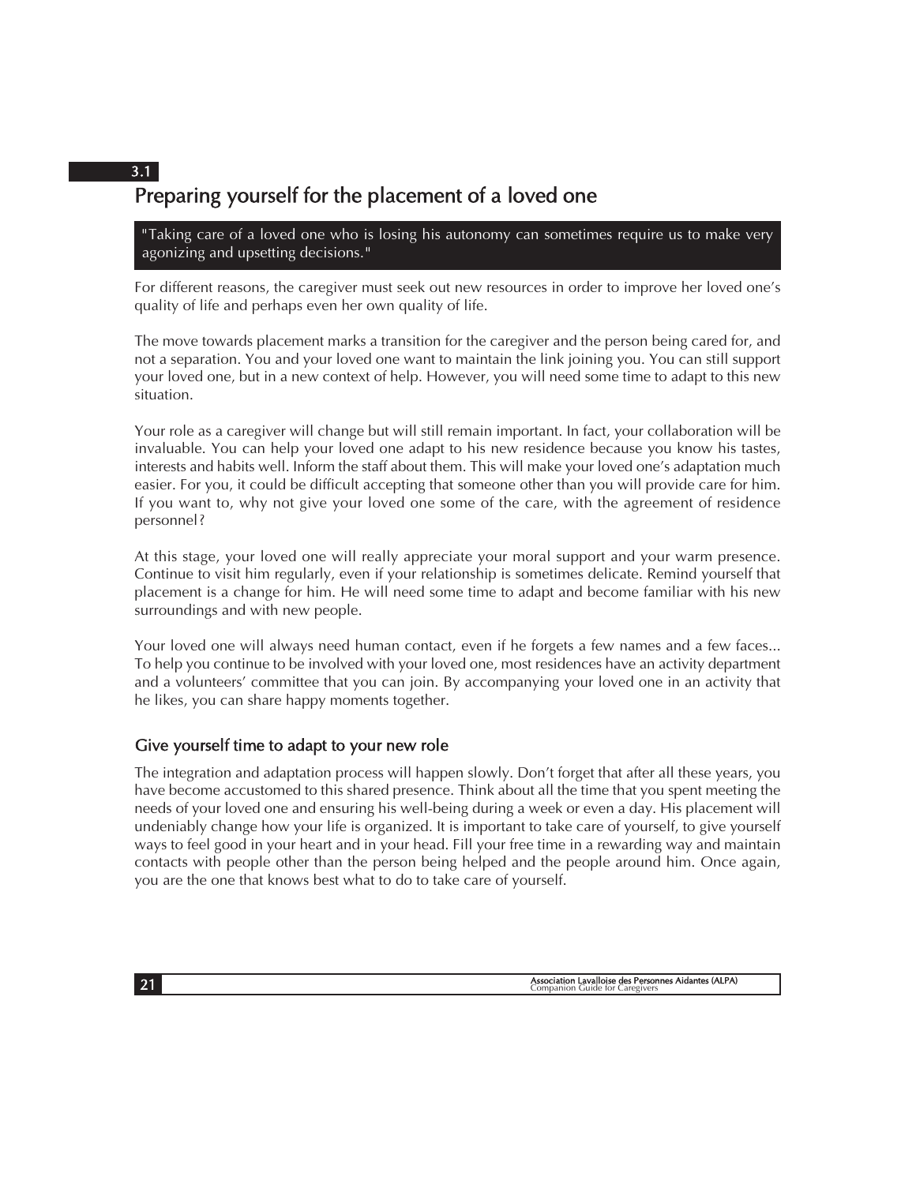## 3.1 Preparing yourself for the placement of a loved one

> "Taking care of a loved one who is losing his autonomy can sometimes require us to make very agonizing and upsetting decisions."

For different reasons, the caregiver must seek out new resources in order to improve her loved one's quality of life and perhaps even her own quality of life.

The move towards placement marks a transition for the caregiver and the person being cared for, and not a separation. You and your loved one want to maintain the link joining you. You can still support your loved one, but in a new context of help. However, you will need some time to adapt to this new situation.

Your role as a caregiver will change but will still remain important. In fact, your collaboration will be invaluable. You can help your loved one adapt to his new residence because you know his tastes, interests and habits well. Inform the staff about them. This will make your loved one's adaptation much easier. For you, it could be difficult accepting that someone other than you will provide care for him. If you want to, why not give your loved one some of the care, with the agreement of residence personnel?

At this stage, your loved one will really appreciate your moral support and your warm presence. Continue to visit him regularly, even if your relationship is sometimes delicate. Remind yourself that placement is a change for him. He will need some time to adapt and become familiar with his new surroundings and with new people.

Your loved one will always need human contact, even if he forgets a few names and a few faces... To help you continue to be involved with your loved one, most residences have an activity department and a volunteers' committee that you can join. By accompanying your loved one in an activity that he likes, you can share happy moments together.

### Give yourself time to adapt to your new role

The integration and adaptation process will happen slowly. Don't forget that after all these years, you have become accustomed to this shared presence. Think about all the time that you spent meeting the needs of your loved one and ensuring his well-being during a week or even a day. His placement will undeniably change how your life is organized. It is important to take care of yourself, to give yourself ways to feel good in your heart and in your head. Fill your free time in a rewarding way and maintain contacts with people other than the person being helped and the people around him. Once again, you are the one that knows best what to do to take care of yourself.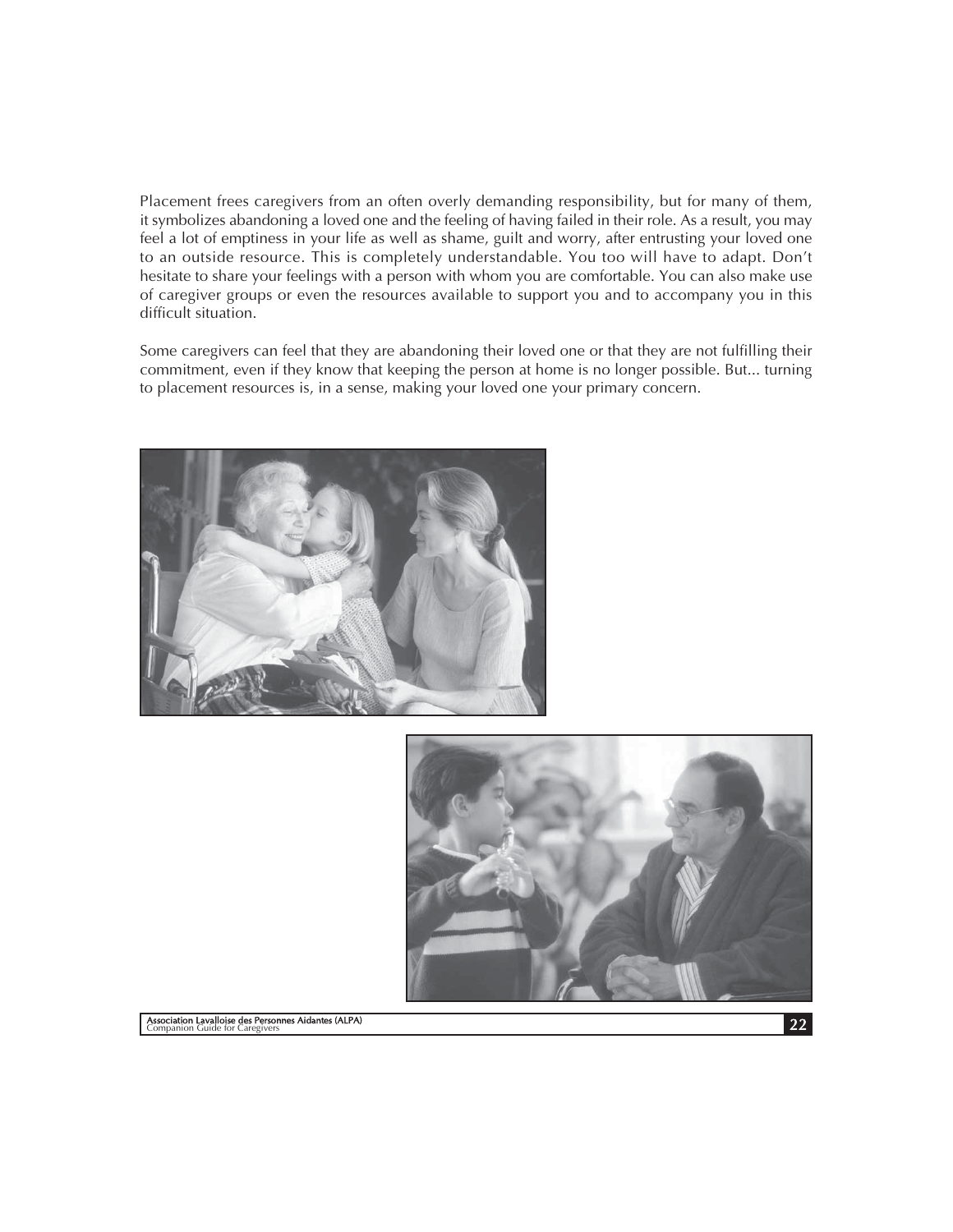Placement frees caregivers from an often overly demanding responsibility, but for many of them, it symbolizes abandoning a loved one and the feeling of having failed in their role. As a result, you may feel a lot of emptiness in your life as well as shame, guilt and worry, after entrusting your loved one to an outside resource. This is completely understandable. You too will have to adapt. Don't hesitate to share your feelings with a person with whom you are comfortable. You can also make use of caregiver groups or even the resources available to support you and to accompany you in this difficult situation.

Some caregivers can feel that they are abandoning their loved one or that they are not fulfilling their commitment, even if they know that keeping the person at home is no longer possible. But... turning to placement resources is, in a sense, making your loved one your primary concern.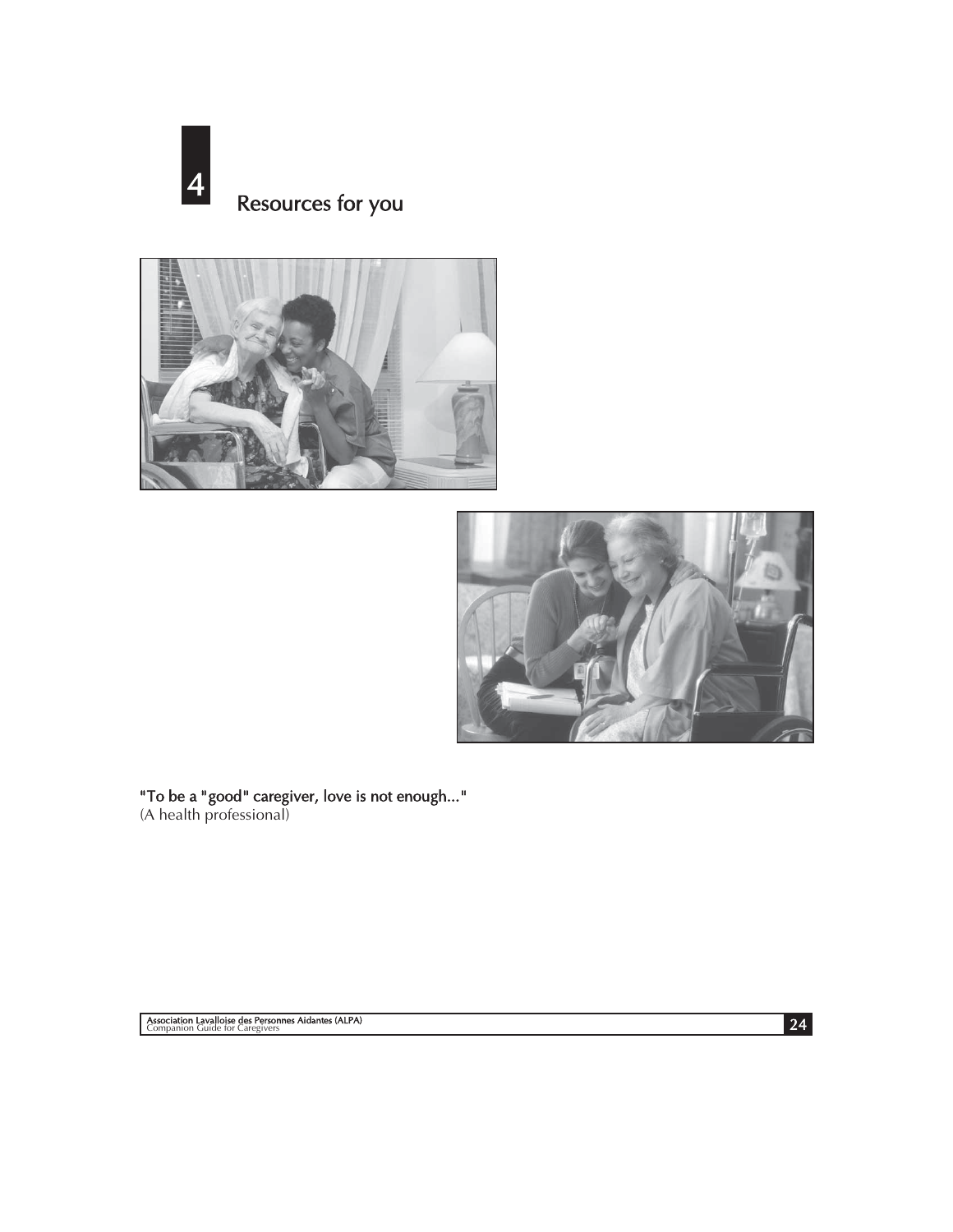# 4 Resources for you

**"To be a "good" caregiver, love is not enough..."**
(A health professional)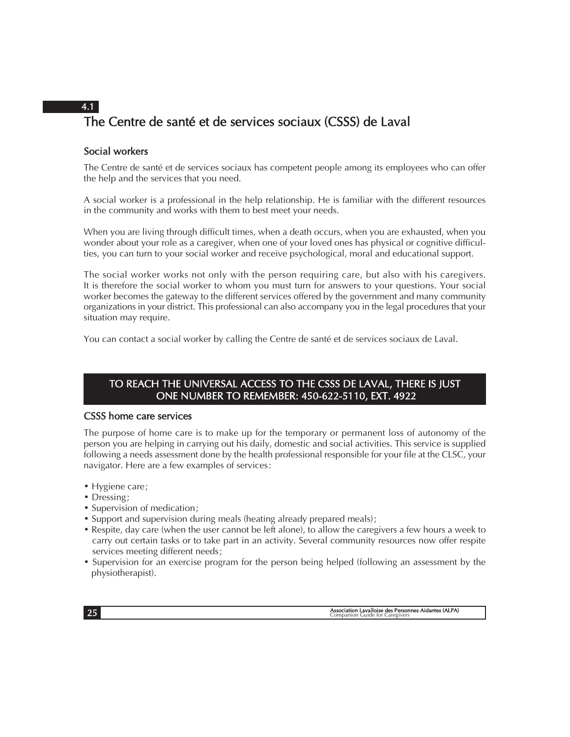## 4.1 The Centre de santé et de services sociaux (CSSS) de Laval

### Social workers

The Centre de santé et de services sociaux has competent people among its employees who can offer the help and the services that you need.

A social worker is a professional in the help relationship. He is familiar with the different resources in the community and works with them to best meet your needs.

When you are living through difficult times, when a death occurs, when you are exhausted, when you wonder about your role as a caregiver, when one of your loved ones has physical or cognitive difficulties, you can turn to your social worker and receive psychological, moral and educational support.

The social worker works not only with the person requiring care, but also with his caregivers. It is therefore the social worker to whom you must turn for answers to your questions. Your social worker becomes the gateway to the different services offered by the government and many community organizations in your district. This professional can also accompany you in the legal procedures that your situation may require.

You can contact a social worker by calling the Centre de santé et de services sociaux de Laval.

**TO REACH THE UNIVERSAL ACCESS TO THE CSSS DE LAVAL, THERE IS JUST ONE NUMBER TO REMEMBER: 450-622-5110, EXT. 4922**

### CSSS home care services

The purpose of home care is to make up for the temporary or permanent loss of autonomy of the person you are helping in carrying out his daily, domestic and social activities. This service is supplied following a needs assessment done by the health professional responsible for your file at the CLSC, your navigator. Here are a few examples of services:

- Hygiene care;
- Dressing;
- Supervision of medication;
- Support and supervision during meals (heating already prepared meals);
- Respite, day care (when the user cannot be left alone), to allow the caregivers a few hours a week to carry out certain tasks or to take part in an activity. Several community resources now offer respite services meeting different needs;
- Supervision for an exercise program for the person being helped (following an assessment by the physiotherapist).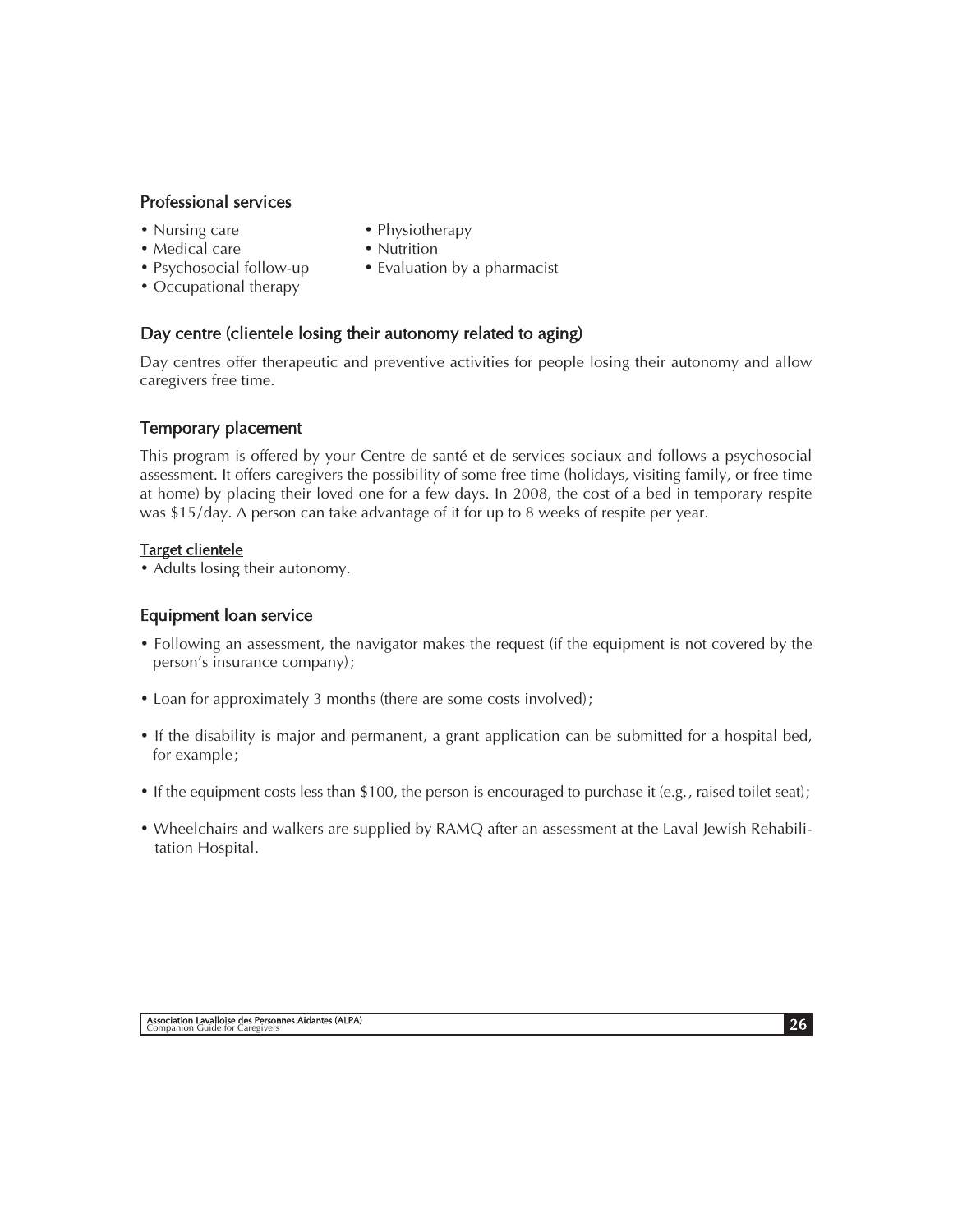### Professional services

- Nursing care
- Medical care
- Psychosocial follow-up
- Occupational therapy
- Physiotherapy
- Nutrition
- Evaluation by a pharmacist

### Day centre (clientele losing their autonomy related to aging)

Day centres offer therapeutic and preventive activities for people losing their autonomy and allow caregivers free time.

### Temporary placement

This program is offered by your Centre de santé et de services sociaux and follows a psychosocial assessment. It offers caregivers the possibility of some free time (holidays, visiting family, or free time at home) by placing their loved one for a few days. In 2008, the cost of a bed in temporary respite was $15/day. A person can take advantage of it for up to 8 weeks of respite per year.

Target clientele

- Adults losing their autonomy.

### Equipment loan service

- Following an assessment, the navigator makes the request (if the equipment is not covered by the person's insurance company);
- Loan for approximately 3 months (there are some costs involved);
- If the disability is major and permanent, a grant application can be submitted for a hospital bed, for example;
- If the equipment costs less than $100, the person is encouraged to purchase it (e.g., raised toilet seat);
- Wheelchairs and walkers are supplied by RAMQ after an assessment at the Laval Jewish Rehabilitation Hospital.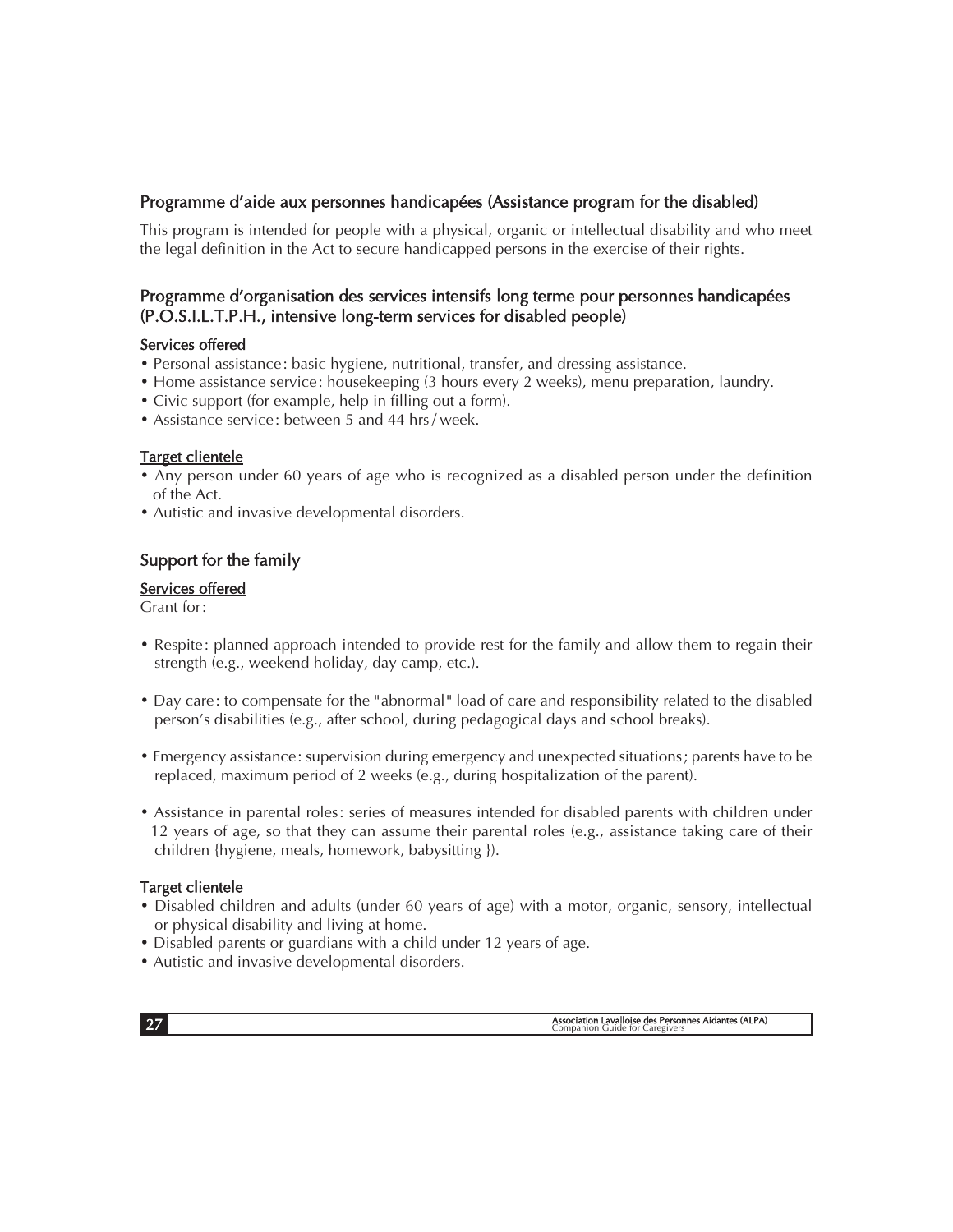### Programme d'aide aux personnes handicapées (Assistance program for the disabled)

This program is intended for people with a physical, organic or intellectual disability and who meet the legal definition in the Act to secure handicapped persons in the exercise of their rights.

### Programme d'organisation des services intensifs long terme pour personnes handicapées (P.O.S.I.L.T.P.H., intensive long-term services for disabled people)

Services offered

- Personal assistance: basic hygiene, nutritional, transfer, and dressing assistance.
- Home assistance service: housekeeping (3 hours every 2 weeks), menu preparation, laundry.
- Civic support (for example, help in filling out a form).
- Assistance service: between 5 and 44 hrs / week.

Target clientele

- Any person under 60 years of age who is recognized as a disabled person under the definition of the Act.
- Autistic and invasive developmental disorders.

### Support for the family

Services offered

Grant for:

- Respite: planned approach intended to provide rest for the family and allow them to regain their strength (e.g., weekend holiday, day camp, etc.).
- Day care: to compensate for the "abnormal" load of care and responsibility related to the disabled person's disabilities (e.g., after school, during pedagogical days and school breaks).
- Emergency assistance: supervision during emergency and unexpected situations; parents have to be replaced, maximum period of 2 weeks (e.g., during hospitalization of the parent).
- Assistance in parental roles: series of measures intended for disabled parents with children under 12 years of age, so that they can assume their parental roles (e.g., assistance taking care of their children {hygiene, meals, homework, babysitting }).

Target clientele

- Disabled children and adults (under 60 years of age) with a motor, organic, sensory, intellectual or physical disability and living at home.
- Disabled parents or guardians with a child under 12 years of age.
- Autistic and invasive developmental disorders.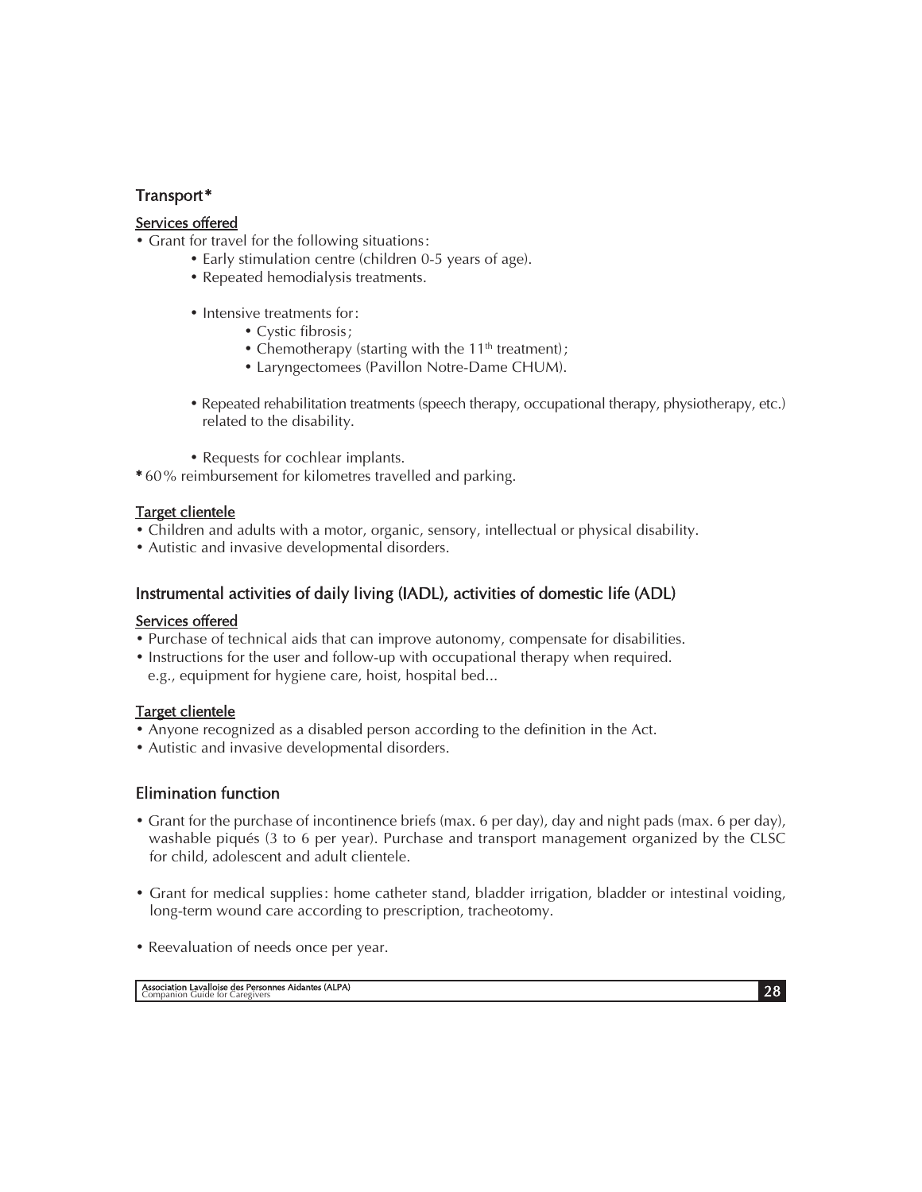### Transport*

**Services offered**

- Grant for travel for the following situations:
  - Early stimulation centre (children 0-5 years of age).
  - Repeated hemodialysis treatments.
  - Intensive treatments for:
    - Cystic fibrosis;
    - Chemotherapy (starting with the 11th treatment);
    - Laryngectomees (Pavillon Notre-Dame CHUM).
  - Repeated rehabilitation treatments (speech therapy, occupational therapy, physiotherapy, etc.) related to the disability.
  - Requests for cochlear implants.

**\*** 60% reimbursement for kilometres travelled and parking.

**Target clientele**

- Children and adults with a motor, organic, sensory, intellectual or physical disability.
- Autistic and invasive developmental disorders.

### Instrumental activities of daily living (IADL), activities of domestic life (ADL)

**Services offered**

- Purchase of technical aids that can improve autonomy, compensate for disabilities.
- Instructions for the user and follow-up with occupational therapy when required.
  e.g., equipment for hygiene care, hoist, hospital bed...

**Target clientele**

- Anyone recognized as a disabled person according to the definition in the Act.
- Autistic and invasive developmental disorders.

### Elimination function

- Grant for the purchase of incontinence briefs (max. 6 per day), day and night pads (max. 6 per day), washable piqués (3 to 6 per year). Purchase and transport management organized by the CLSC for child, adolescent and adult clientele.
- Grant for medical supplies: home catheter stand, bladder irrigation, bladder or intestinal voiding, long-term wound care according to prescription, tracheotomy.
- Reevaluation of needs once per year.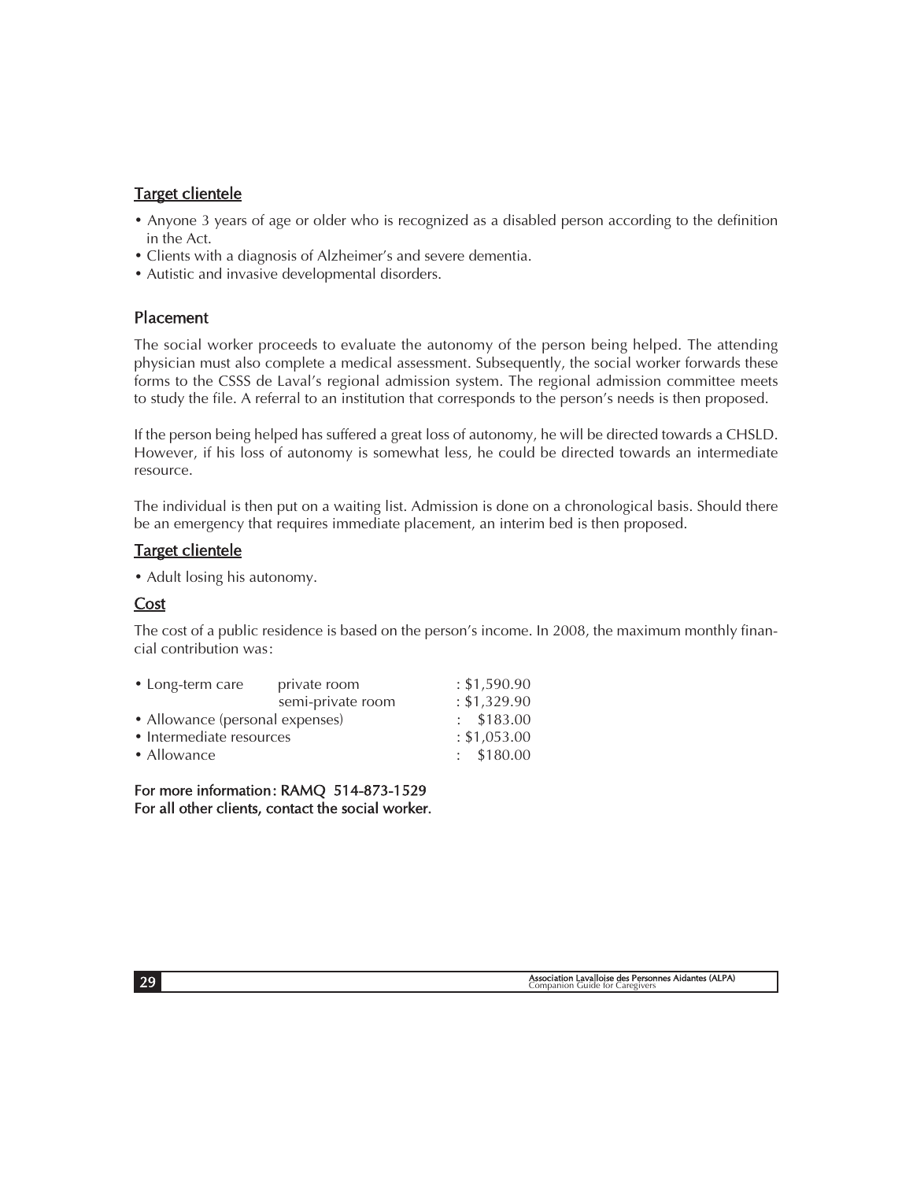## Target clientele

- Anyone 3 years of age or older who is recognized as a disabled person according to the definition in the Act.
- Clients with a diagnosis of Alzheimer's and severe dementia.
- Autistic and invasive developmental disorders.

### Placement

The social worker proceeds to evaluate the autonomy of the person being helped. The attending physician must also complete a medical assessment. Subsequently, the social worker forwards these forms to the CSSS de Laval's regional admission system. The regional admission committee meets to study the file. A referral to an institution that corresponds to the person's needs is then proposed.

If the person being helped has suffered a great loss of autonomy, he will be directed towards a CHSLD. However, if his loss of autonomy is somewhat less, he could be directed towards an intermediate resource.

The individual is then put on a waiting list. Admission is done on a chronological basis. Should there be an emergency that requires immediate placement, an interim bed is then proposed.

## Target clientele

- Adult losing his autonomy.

## Cost

The cost of a public residence is based on the person's income. In 2008, the maximum monthly financial contribution was:

| | | |
|---|---|---|
| • Long-term care | private room | : $1,590.90 |
| | semi-private room | : $1,329.90 |
| • Allowance (personal expenses) | | : $183.00 |
| • Intermediate resources | | : $1,053.00 |
| • Allowance | | : $180.00 |

**For more information: RAMQ 514-873-1529**
**For all other clients, contact the social worker.**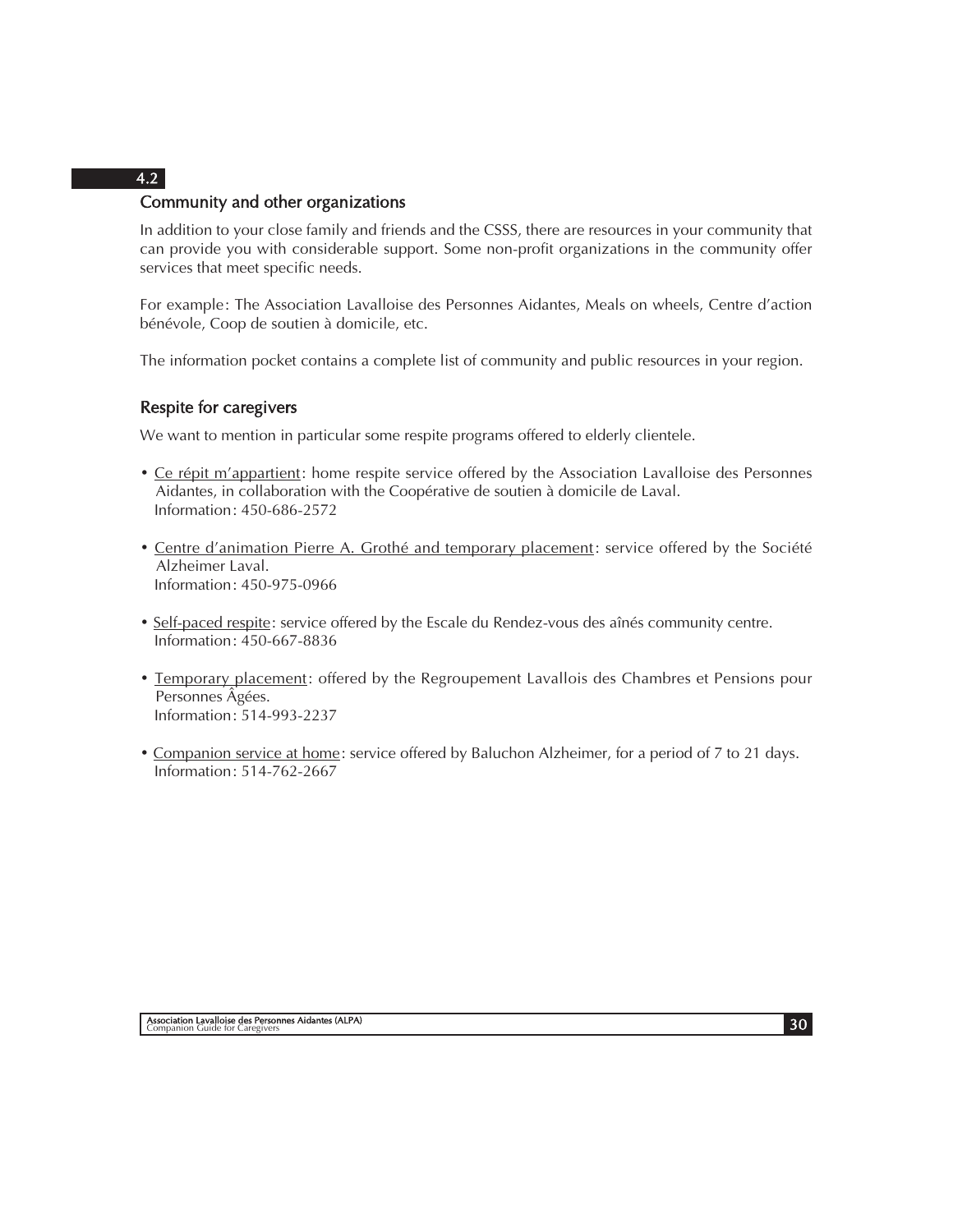## 4.2 Community and other organizations

In addition to your close family and friends and the CSSS, there are resources in your community that can provide you with considerable support. Some non-profit organizations in the community offer services that meet specific needs.

For example: The Association Lavalloise des Personnes Aidantes, Meals on wheels, Centre d'action bénévole, Coop de soutien à domicile, etc.

The information pocket contains a complete list of community and public resources in your region.

### Respite for caregivers

We want to mention in particular some respite programs offered to elderly clientele.

- Ce répit m'appartient: home respite service offered by the Association Lavalloise des Personnes Aidantes, in collaboration with the Coopérative de soutien à domicile de Laval.
  Information: 450-686-2572

- Centre d'animation Pierre A. Grothé and temporary placement: service offered by the Société Alzheimer Laval.
  Information: 450-975-0966

- Self-paced respite: service offered by the Escale du Rendez-vous des aînés community centre.
  Information: 450-667-8836

- Temporary placement: offered by the Regroupement Lavallois des Chambres et Pensions pour Personnes Âgées.
  Information: 514-993-2237

- Companion service at home: service offered by Baluchon Alzheimer, for a period of 7 to 21 days.
  Information: 514-762-2667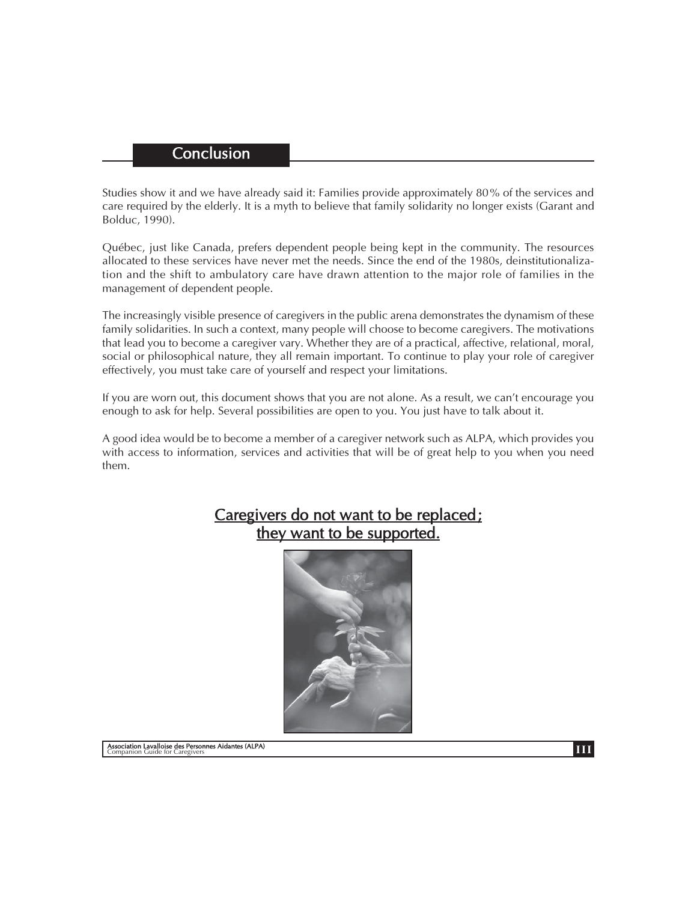## Conclusion

Studies show it and we have already said it: Families provide approximately 80% of the services and care required by the elderly. It is a myth to believe that family solidarity no longer exists (Garant and Bolduc, 1990).

Québec, just like Canada, prefers dependent people being kept in the community. The resources allocated to these services have never met the needs. Since the end of the 1980s, deinstitutionalization and the shift to ambulatory care have drawn attention to the major role of families in the management of dependent people.

The increasingly visible presence of caregivers in the public arena demonstrates the dynamism of these family solidarities. In such a context, many people will choose to become caregivers. The motivations that lead you to become a caregiver vary. Whether they are of a practical, affective, relational, moral, social or philosophical nature, they all remain important. To continue to play your role of caregiver effectively, you must take care of yourself and respect your limitations.

If you are worn out, this document shows that you are not alone. As a result, we can't encourage you enough to ask for help. Several possibilities are open to you. You just have to talk about it.

A good idea would be to become a member of a caregiver network such as ALPA, which provides you with access to information, services and activities that will be of great help to you when you need them.

**Caregivers do not want to be replaced; they want to be supported.**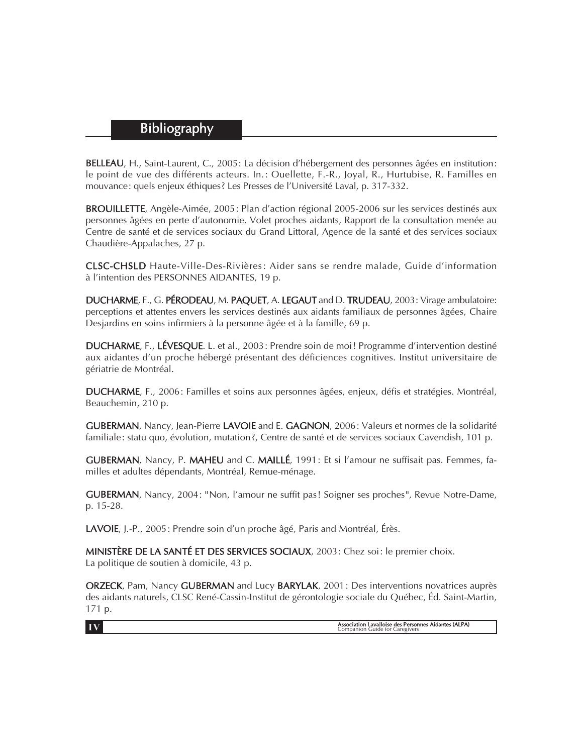## Bibliography

**BELLEAU**, H., Saint-Laurent, C., 2005 : La décision d'hébergement des personnes âgées en institution : le point de vue des différents acteurs. In. : Ouellette, F.-R., Joyal, R., Hurtubise, R. Familles en mouvance : quels enjeux éthiques? Les Presses de l'Université Laval, p. 317-332.

**BROUILLETTE**, Angèle-Aimée, 2005 : Plan d'action régional 2005-2006 sur les services destinés aux personnes âgées en perte d'autonomie. Volet proches aidants, Rapport de la consultation menée au Centre de santé et de services sociaux du Grand Littoral, Agence de la santé et des services sociaux Chaudière-Appalaches, 27 p.

**CLSC-CHSLD** Haute-Ville-Des-Rivières : Aider sans se rendre malade, Guide d'information à l'intention des PERSONNES AIDANTES, 19 p.

**DUCHARME**, F., G. **PÉRODEAU**, M. **PAQUET**, A. **LEGAULT** and D. **TRUDEAU**, 2003 : Virage ambulatoire: perceptions et attentes envers les services destinés aux aidants familiaux de personnes âgées, Chaire Desjardins en soins infirmiers à la personne âgée et à la famille, 69 p.

**DUCHARME**, F., **LÉVESQUE**. L. et al., 2003 : Prendre soin de moi ! Programme d'intervention destiné aux aidantes d'un proche hébergé présentant des déficiences cognitives. Institut universitaire de gériatrie de Montréal.

**DUCHARME**, F., 2006 : Familles et soins aux personnes âgées, enjeux, défis et stratégies. Montréal, Beauchemin, 210 p.

**GUBERMAN**, Nancy, Jean-Pierre **LAVOIE** and E. **GAGNON**, 2006 : Valeurs et normes de la solidarité familiale : statu quo, évolution, mutation ?, Centre de santé et de services sociaux Cavendish, 101 p.

**GUBERMAN**, Nancy, P. **MAHEU** and C. **MAILLÉ**, 1991 : Et si l'amour ne suffisait pas. Femmes, familles et adultes dépendants, Montréal, Remue-ménage.

**GUBERMAN**, Nancy, 2004 : "Non, l'amour ne suffit pas ! Soigner ses proches", Revue Notre-Dame, p. 15-28.

**LAVOIE**, J.-P., 2005 : Prendre soin d'un proche âgé, Paris and Montréal, Érès.

**MINISTÈRE DE LA SANTÉ ET DES SERVICES SOCIAUX**, 2003 : Chez soi : le premier choix. La politique de soutien à domicile, 43 p.

**ORZECK**, Pam, Nancy **GUBERMAN** and Lucy **BARYLAK**, 2001 : Des interventions novatrices auprès des aidants naturels, CLSC René-Cassin-Institut de gérontologie sociale du Québec, Éd. Saint-Martin, 171 p.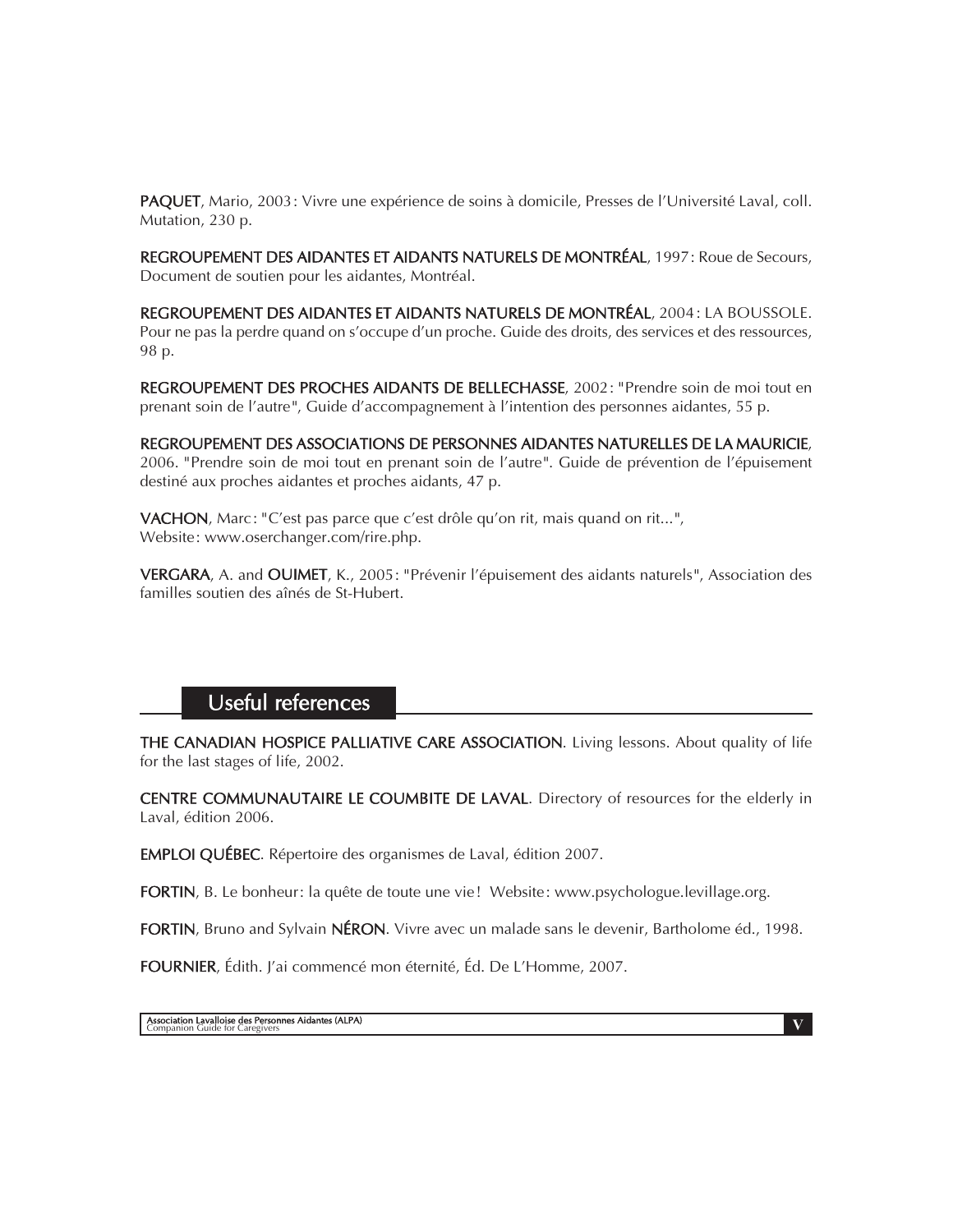**PAQUET**, Mario, 2003 : Vivre une expérience de soins à domicile, Presses de l'Université Laval, coll. Mutation, 230 p.

**REGROUPEMENT DES AIDANTES ET AIDANTS NATURELS DE MONTRÉAL**, 1997 : Roue de Secours, Document de soutien pour les aidantes, Montréal.

**REGROUPEMENT DES AIDANTES ET AIDANTS NATURELS DE MONTRÉAL**, 2004 : LA BOUSSOLE. Pour ne pas la perdre quand on s'occupe d'un proche. Guide des droits, des services et des ressources, 98 p.

**REGROUPEMENT DES PROCHES AIDANTS DE BELLECHASSE**, 2002 : "Prendre soin de moi tout en prenant soin de l'autre", Guide d'accompagnement à l'intention des personnes aidantes, 55 p.

**REGROUPEMENT DES ASSOCIATIONS DE PERSONNES AIDANTES NATURELLES DE LA MAURICIE**, 2006. "Prendre soin de moi tout en prenant soin de l'autre". Guide de prévention de l'épuisement destiné aux proches aidantes et proches aidants, 47 p.

**VACHON**, Marc : "C'est pas parce que c'est drôle qu'on rit, mais quand on rit...", Website : www.oserchanger.com/rire.php.

**VERGARA**, A. and **OUIMET**, K., 2005 : "Prévenir l'épuisement des aidants naturels", Association des familles soutien des aînés de St-Hubert.

## Useful references

**THE CANADIAN HOSPICE PALLIATIVE CARE ASSOCIATION**. Living lessons. About quality of life for the last stages of life, 2002.

**CENTRE COMMUNAUTAIRE LE COUMBITE DE LAVAL**. Directory of resources for the elderly in Laval, édition 2006.

**EMPLOI QUÉBEC**. Répertoire des organismes de Laval, édition 2007.

**FORTIN**, B. Le bonheur : la quête de toute une vie ! Website : www.psychologue.levillage.org.

**FORTIN**, Bruno and Sylvain **NÉRON**. Vivre avec un malade sans le devenir, Bartholome éd., 1998.

**FOURNIER**, Édith. J'ai commencé mon éternité, Éd. De L'Homme, 2007.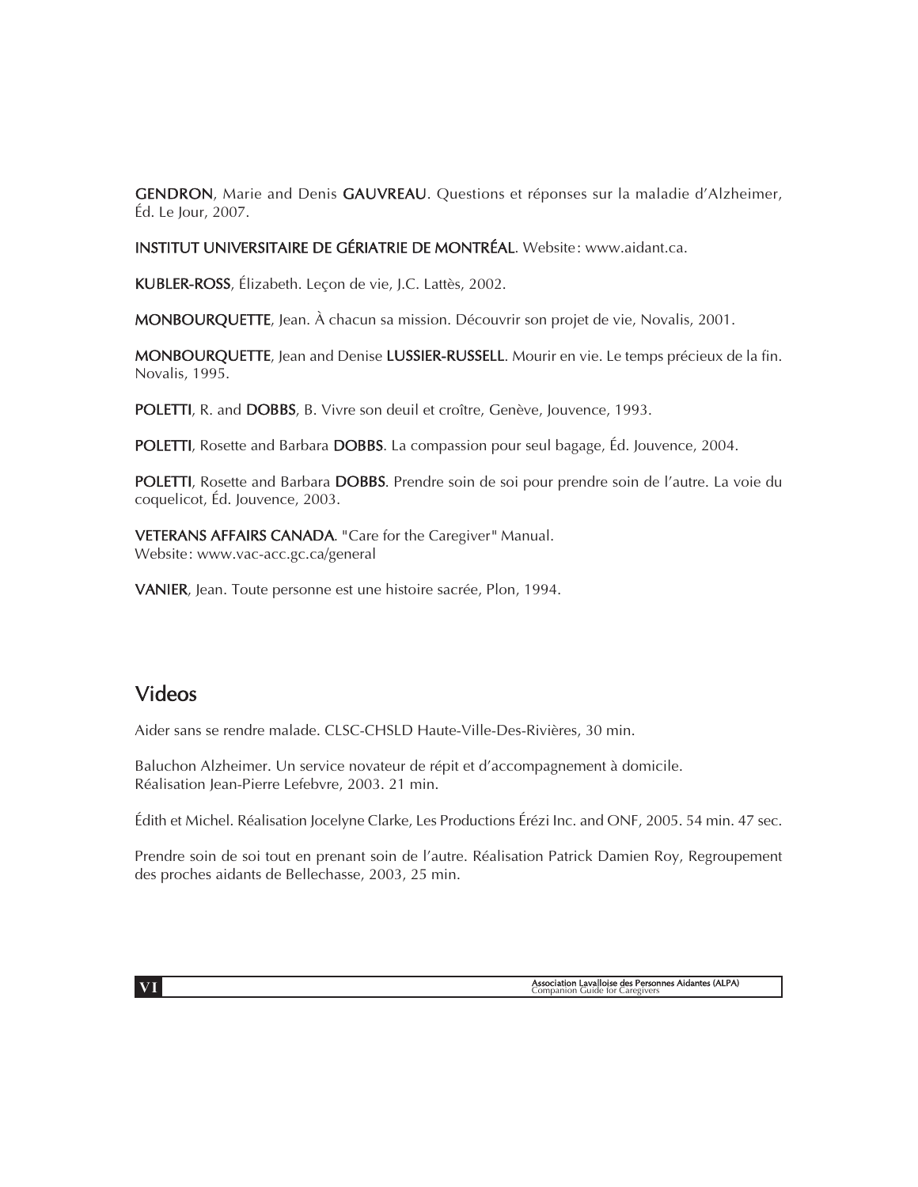**GENDRON**, Marie and Denis **GAUVREAU**. Questions et réponses sur la maladie d'Alzheimer, Éd. Le Jour, 2007.

**INSTITUT UNIVERSITAIRE DE GÉRIATRIE DE MONTRÉAL**. Website: www.aidant.ca.

**KUBLER-ROSS**, Élizabeth. Leçon de vie, J.C. Lattès, 2002.

**MONBOURQUETTE**, Jean. À chacun sa mission. Découvrir son projet de vie, Novalis, 2001.

**MONBOURQUETTE**, Jean and Denise **LUSSIER-RUSSELL**. Mourir en vie. Le temps précieux de la fin. Novalis, 1995.

**POLETTI**, R. and **DOBBS**, B. Vivre son deuil et croître, Genève, Jouvence, 1993.

**POLETTI**, Rosette and Barbara **DOBBS**. La compassion pour seul bagage, Éd. Jouvence, 2004.

**POLETTI**, Rosette and Barbara **DOBBS**. Prendre soin de soi pour prendre soin de l'autre. La voie du coquelicot, Éd. Jouvence, 2003.

**VETERANS AFFAIRS CANADA**. "Care for the Caregiver" Manual.
Website: www.vac-acc.gc.ca/general

**VANIER**, Jean. Toute personne est une histoire sacrée, Plon, 1994.

## Videos

Aider sans se rendre malade. CLSC-CHSLD Haute-Ville-Des-Rivières, 30 min.

Baluchon Alzheimer. Un service novateur de répit et d'accompagnement à domicile.
Réalisation Jean-Pierre Lefebvre, 2003. 21 min.

Édith et Michel. Réalisation Jocelyne Clarke, Les Productions Érézi Inc. and ONF, 2005. 54 min. 47 sec.

Prendre soin de soi tout en prenant soin de l'autre. Réalisation Patrick Damien Roy, Regroupement des proches aidants de Bellechasse, 2003, 25 min.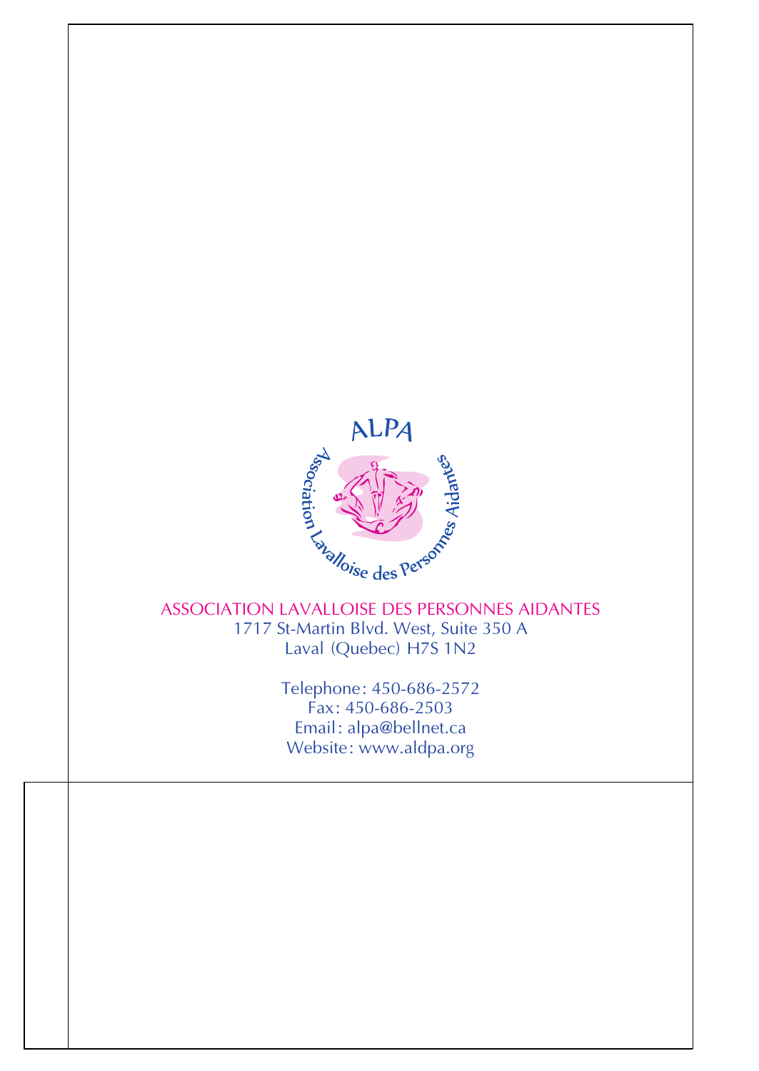ALPA

Association Lavalloise des Personnes Aidantes

ASSOCIATION LAVALLOISE DES PERSONNES AIDANTES
1717 St-Martin Blvd. West, Suite 350 A
Laval (Quebec) H7S 1N2

Telephone: 450-686-2572
Fax: 450-686-2503
Email: alpa@bellnet.ca
Website: www.aldpa.org